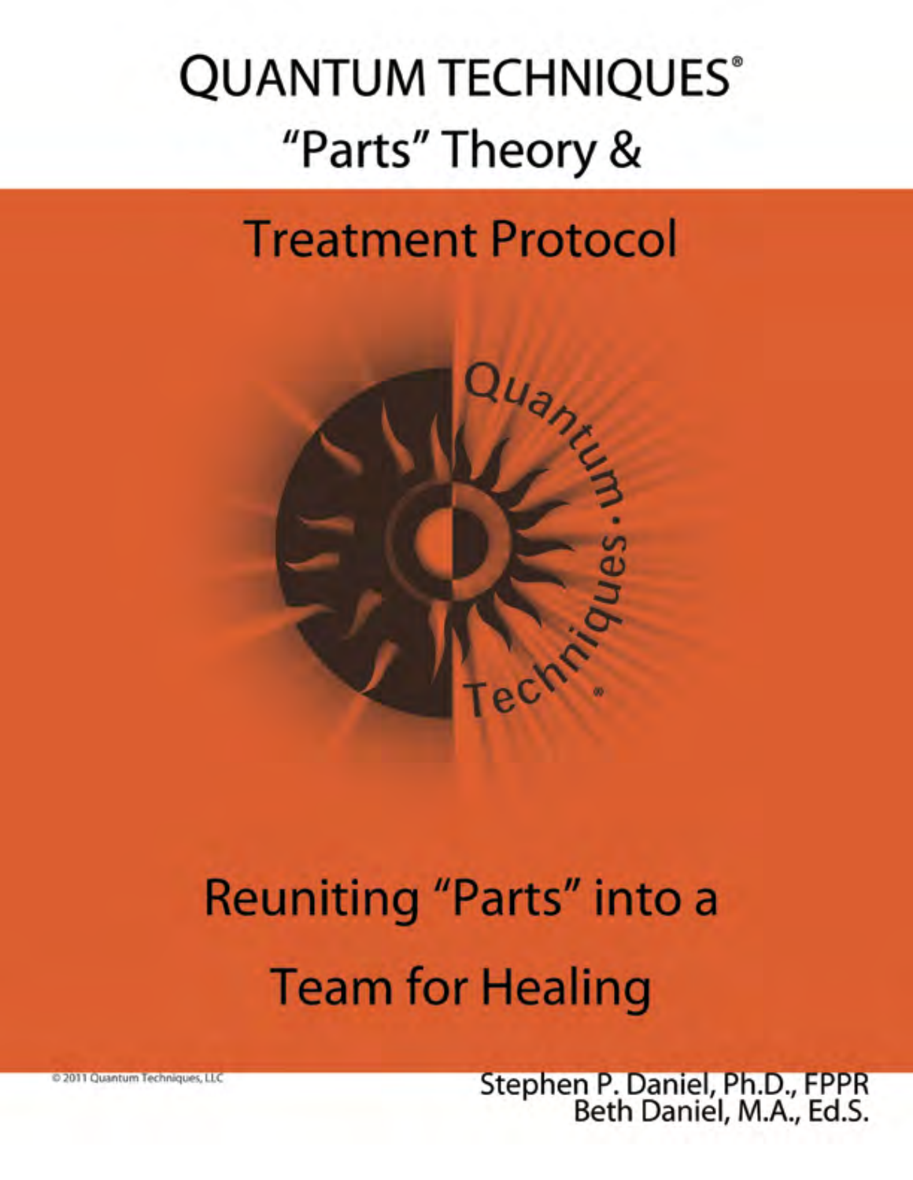# QUANTUM TECHNIQUES®

## "Parts" Theory &

## Treatment Protocol

## Reuniting "Parts" into a Team for Healing

© 2011 Quantum Techniques, LLC

Stephen P. Daniel, Ph.D., FPPR
Beth Daniel, M.A., Ed.S.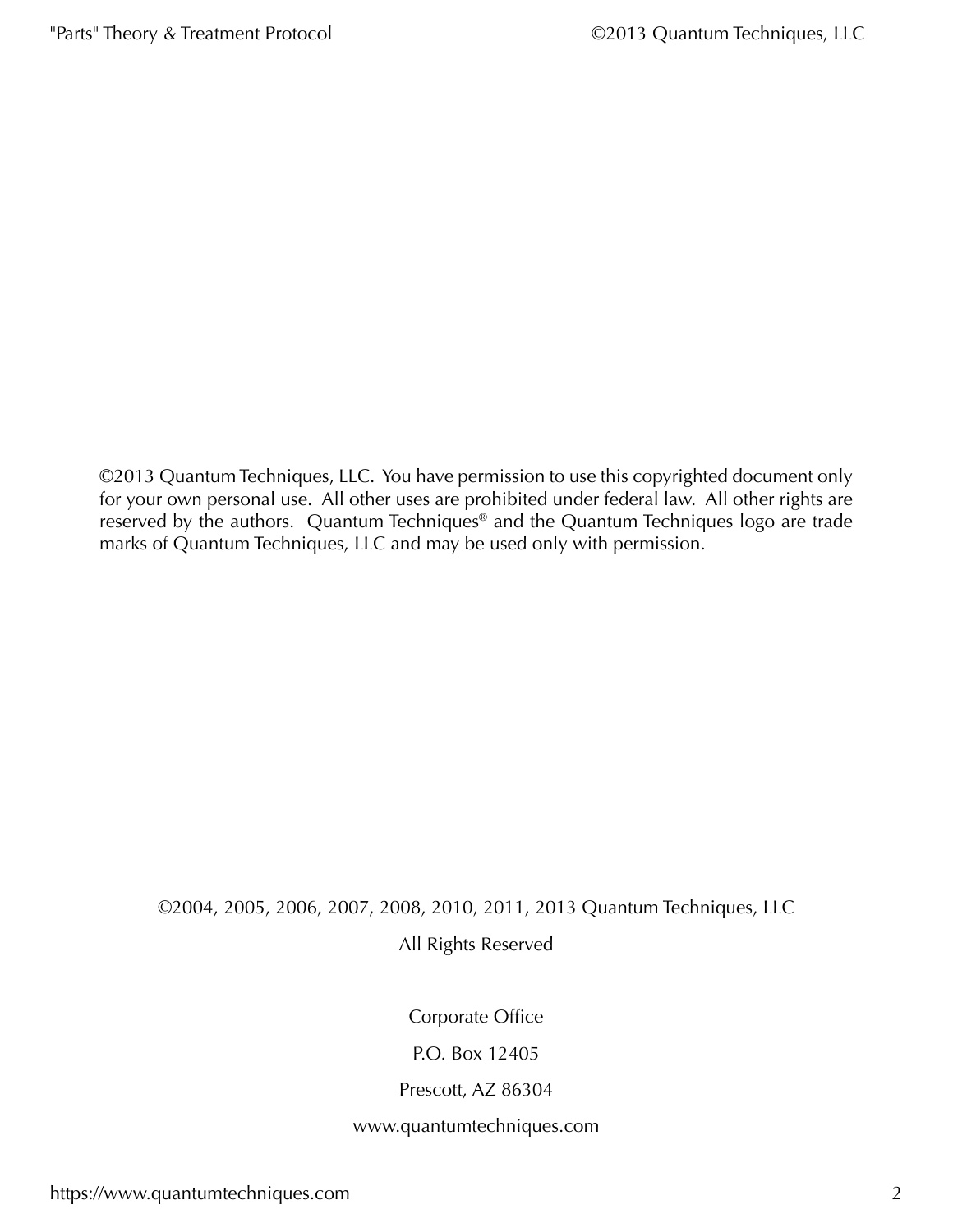©2013 Quantum Techniques, LLC. You have permission to use this copyrighted document only for your own personal use. All other uses are prohibited under federal law. All other rights are reserved by the authors. Quantum Techniques® and the Quantum Techniques logo are trade marks of Quantum Techniques, LLC and may be used only with permission.

©2004, 2005, 2006, 2007, 2008, 2010, 2011, 2013 Quantum Techniques, LLC

All Rights Reserved

Corporate Office

P.O. Box 12405

Prescott, AZ 86304

www.quantumtechniques.com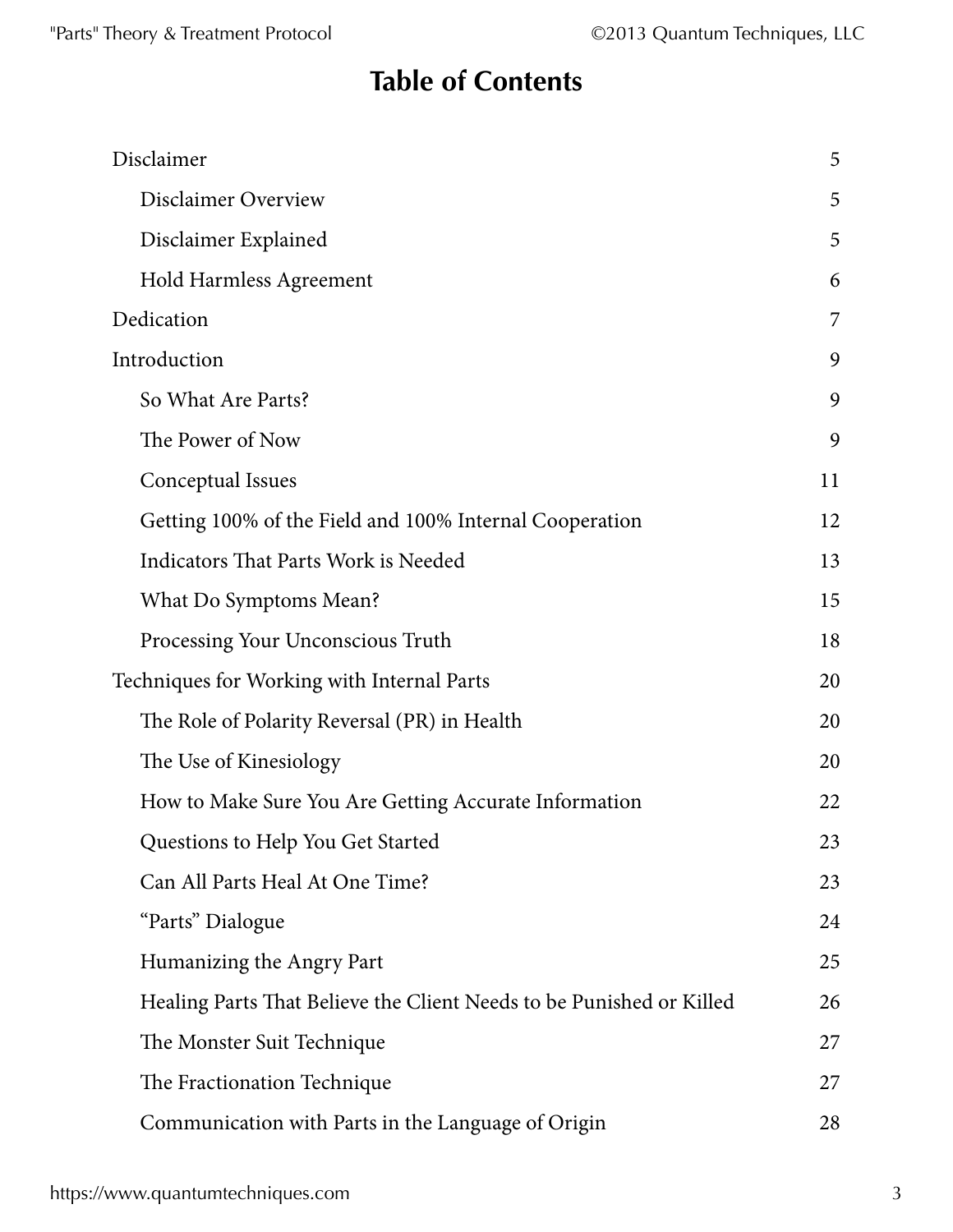# Table of Contents

| | |
|---|---|
| Disclaimer | 5 |
| Disclaimer Overview | 5 |
| Disclaimer Explained | 5 |
| Hold Harmless Agreement | 6 |
| Dedication | 7 |
| Introduction | 9 |
| So What Are Parts? | 9 |
| The Power of Now | 9 |
| Conceptual Issues | 11 |
| Getting 100% of the Field and 100% Internal Cooperation | 12 |
| Indicators That Parts Work is Needed | 13 |
| What Do Symptoms Mean? | 15 |
| Processing Your Unconscious Truth | 18 |
| Techniques for Working with Internal Parts | 20 |
| The Role of Polarity Reversal (PR) in Health | 20 |
| The Use of Kinesiology | 20 |
| How to Make Sure You Are Getting Accurate Information | 22 |
| Questions to Help You Get Started | 23 |
| Can All Parts Heal At One Time? | 23 |
| "Parts" Dialogue | 24 |
| Humanizing the Angry Part | 25 |
| Healing Parts That Believe the Client Needs to be Punished or Killed | 26 |
| The Monster Suit Technique | 27 |
| The Fractionation Technique | 27 |
| Communication with Parts in the Language of Origin | 28 |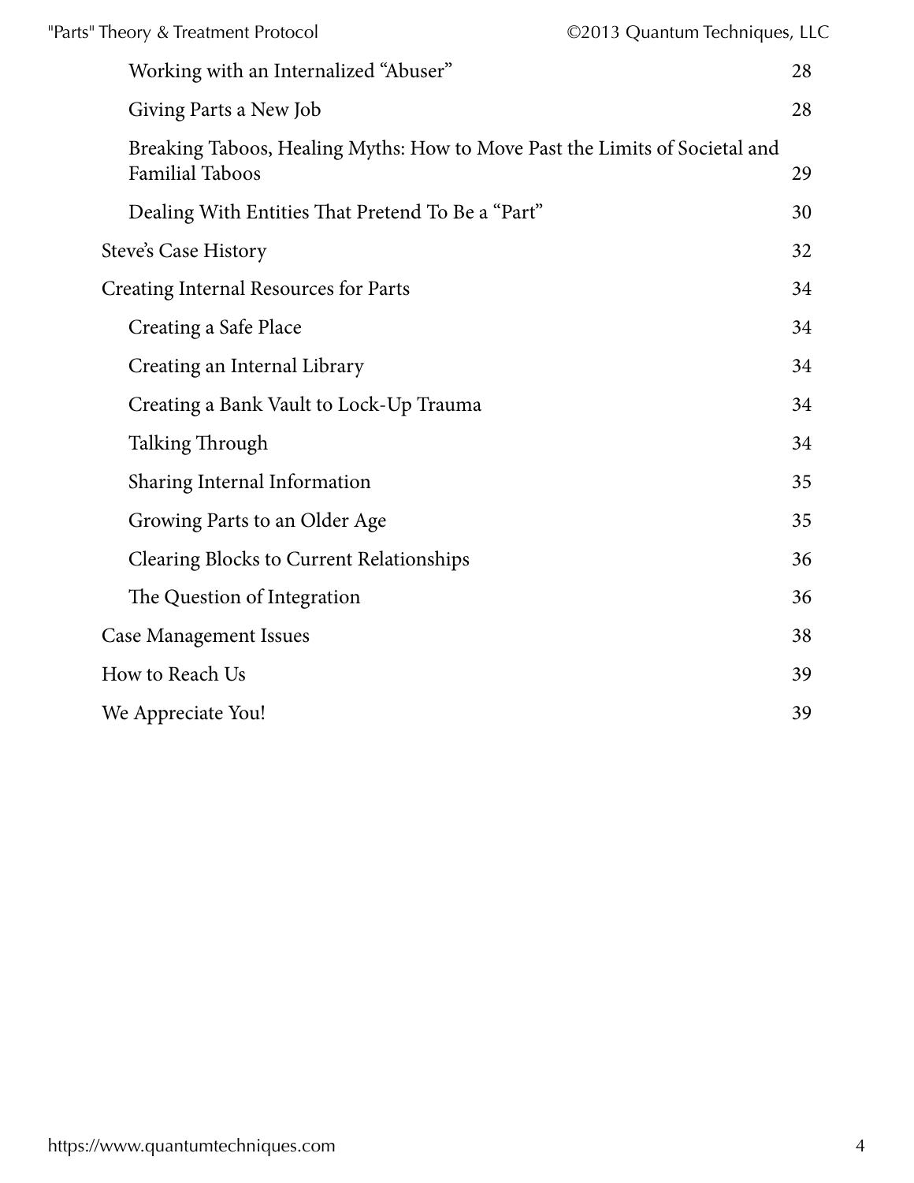| | |
|---|---|
| Working with an Internalized "Abuser" | 28 |
| Giving Parts a New Job | 28 |
| Breaking Taboos, Healing Myths: How to Move Past the Limits of Societal and Familial Taboos | 29 |
| Dealing With Entities That Pretend To Be a "Part" | 30 |
| Steve's Case History | 32 |
| Creating Internal Resources for Parts | 34 |
| Creating a Safe Place | 34 |
| Creating an Internal Library | 34 |
| Creating a Bank Vault to Lock-Up Trauma | 34 |
| Talking Through | 34 |
| Sharing Internal Information | 35 |
| Growing Parts to an Older Age | 35 |
| Clearing Blocks to Current Relationships | 36 |
| The Question of Integration | 36 |
| Case Management Issues | 38 |
| How to Reach Us | 39 |
| We Appreciate You! | 39 |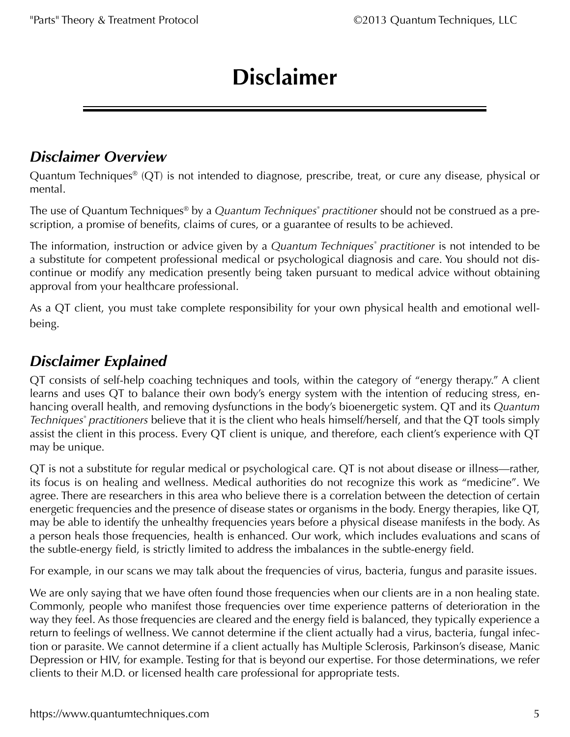# Disclaimer

## *Disclaimer Overview*

Quantum Techniques® (QT) is not intended to diagnose, prescribe, treat, or cure any disease, physical or mental.

The use of Quantum Techniques® by a *Quantum Techniques® practitioner* should not be construed as a prescription, a promise of benefits, claims of cures, or a guarantee of results to be achieved.

The information, instruction or advice given by a *Quantum Techniques® practitioner* is not intended to be a substitute for competent professional medical or psychological diagnosis and care. You should not discontinue or modify any medication presently being taken pursuant to medical advice without obtaining approval from your healthcare professional.

As a QT client, you must take complete responsibility for your own physical health and emotional well-being.

## *Disclaimer Explained*

QT consists of self-help coaching techniques and tools, within the category of "energy therapy." A client learns and uses QT to balance their own body's energy system with the intention of reducing stress, enhancing overall health, and removing dysfunctions in the body's bioenergetic system. QT and its *Quantum Techniques® practitioners* believe that it is the client who heals himself/herself, and that the QT tools simply assist the client in this process. Every QT client is unique, and therefore, each client's experience with QT may be unique.

QT is not a substitute for regular medical or psychological care. QT is not about disease or illness—rather, its focus is on healing and wellness. Medical authorities do not recognize this work as "medicine". We agree. There are researchers in this area who believe there is a correlation between the detection of certain energetic frequencies and the presence of disease states or organisms in the body. Energy therapies, like QT, may be able to identify the unhealthy frequencies years before a physical disease manifests in the body. As a person heals those frequencies, health is enhanced. Our work, which includes evaluations and scans of the subtle-energy field, is strictly limited to address the imbalances in the subtle-energy field.

For example, in our scans we may talk about the frequencies of virus, bacteria, fungus and parasite issues.

We are only saying that we have often found those frequencies when our clients are in a non healing state. Commonly, people who manifest those frequencies over time experience patterns of deterioration in the way they feel. As those frequencies are cleared and the energy field is balanced, they typically experience a return to feelings of wellness. We cannot determine if the client actually had a virus, bacteria, fungal infection or parasite. We cannot determine if a client actually has Multiple Sclerosis, Parkinson's disease, Manic Depression or HIV, for example. Testing for that is beyond our expertise. For those determinations, we refer clients to their M.D. or licensed health care professional for appropriate tests.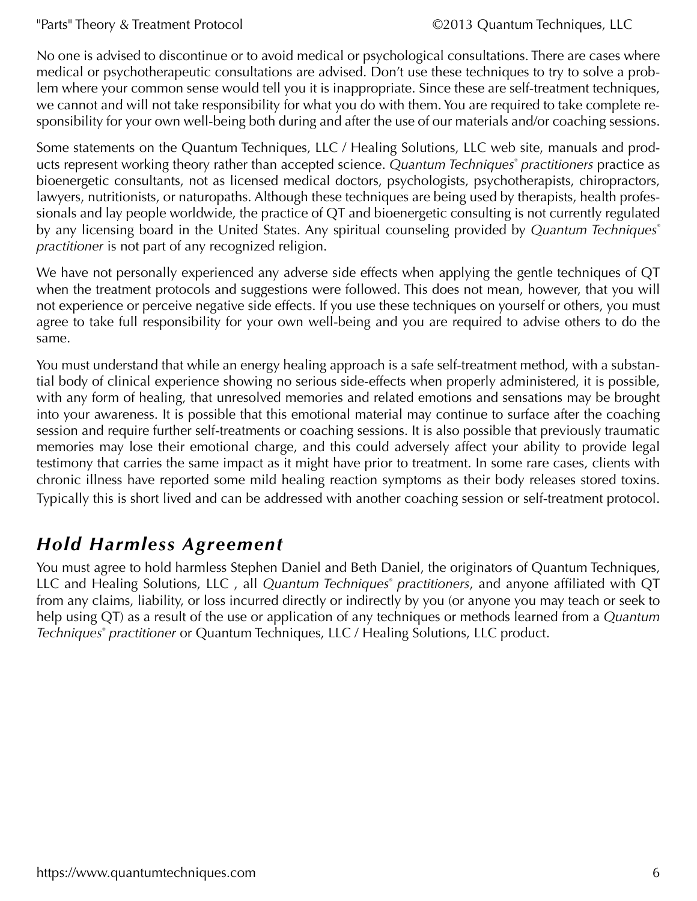No one is advised to discontinue or to avoid medical or psychological consultations. There are cases where medical or psychotherapeutic consultations are advised. Don't use these techniques to try to solve a problem where your common sense would tell you it is inappropriate. Since these are self-treatment techniques, we cannot and will not take responsibility for what you do with them. You are required to take complete responsibility for your own well-being both during and after the use of our materials and/or coaching sessions.

Some statements on the Quantum Techniques, LLC / Healing Solutions, LLC web site, manuals and products represent working theory rather than accepted science. *Quantum Techniques® practitioners* practice as bioenergetic consultants, not as licensed medical doctors, psychologists, psychotherapists, chiropractors, lawyers, nutritionists, or naturopaths. Although these techniques are being used by therapists, health professionals and lay people worldwide, the practice of QT and bioenergetic consulting is not currently regulated by any licensing board in the United States. Any spiritual counseling provided by *Quantum Techniques® practitioner* is not part of any recognized religion.

We have not personally experienced any adverse side effects when applying the gentle techniques of QT when the treatment protocols and suggestions were followed. This does not mean, however, that you will not experience or perceive negative side effects. If you use these techniques on yourself or others, you must agree to take full responsibility for your own well-being and you are required to advise others to do the same.

You must understand that while an energy healing approach is a safe self-treatment method, with a substantial body of clinical experience showing no serious side-effects when properly administered, it is possible, with any form of healing, that unresolved memories and related emotions and sensations may be brought into your awareness. It is possible that this emotional material may continue to surface after the coaching session and require further self-treatments or coaching sessions. It is also possible that previously traumatic memories may lose their emotional charge, and this could adversely affect your ability to provide legal testimony that carries the same impact as it might have prior to treatment. In some rare cases, clients with chronic illness have reported some mild healing reaction symptoms as their body releases stored toxins. Typically this is short lived and can be addressed with another coaching session or self-treatment protocol.

## *Hold Harmless Agreement*

You must agree to hold harmless Stephen Daniel and Beth Daniel, the originators of Quantum Techniques, LLC and Healing Solutions, LLC , all *Quantum Techniques® practitioners*, and anyone affiliated with QT from any claims, liability, or loss incurred directly or indirectly by you (or anyone you may teach or seek to help using QT) as a result of the use or application of any techniques or methods learned from a *Quantum Techniques® practitioner* or Quantum Techniques, LLC / Healing Solutions, LLC product.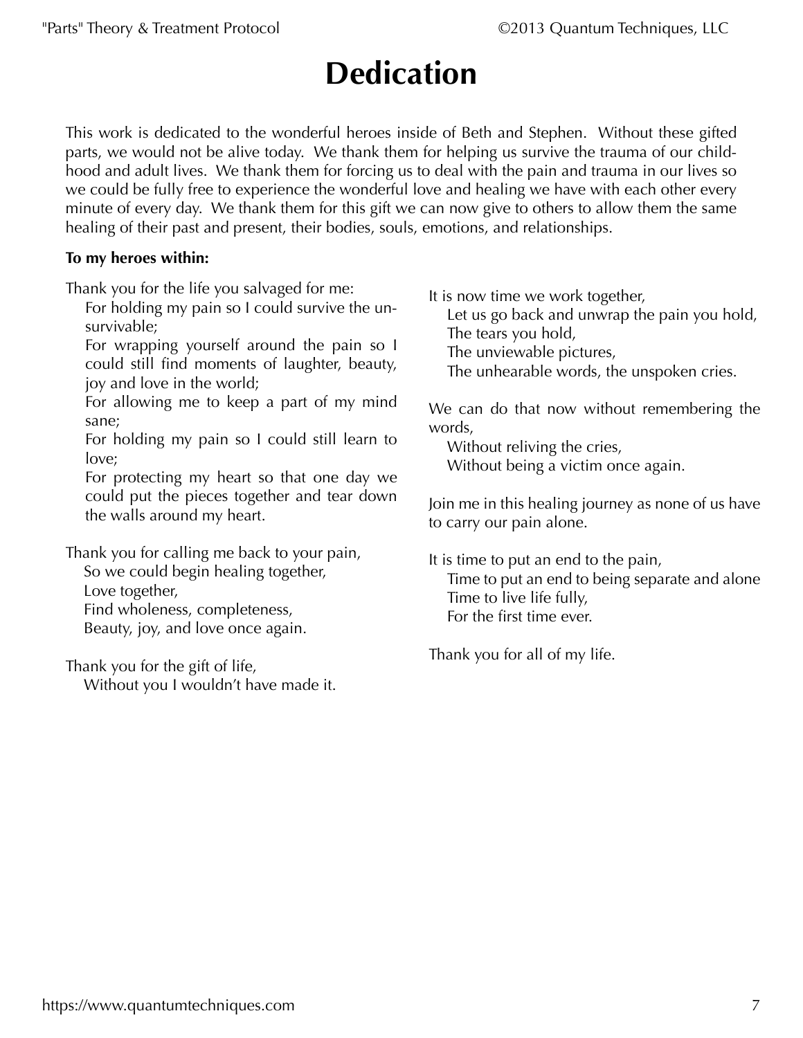# Dedication

This work is dedicated to the wonderful heroes inside of Beth and Stephen. Without these gifted parts, we would not be alive today. We thank them for helping us survive the trauma of our childhood and adult lives. We thank them for forcing us to deal with the pain and trauma in our lives so we could be fully free to experience the wonderful love and healing we have with each other every minute of every day. We thank them for this gift we can now give to others to allow them the same healing of their past and present, their bodies, souls, emotions, and relationships.

**To my heroes within:**

Thank you for the life you salvaged for me:  
For holding my pain so I could survive the unsurvivable;  
For wrapping yourself around the pain so I could still find moments of laughter, beauty, joy and love in the world;  
For allowing me to keep a part of my mind sane;  
For holding my pain so I could still learn to love;  
For protecting my heart so that one day we could put the pieces together and tear down the walls around my heart.

Thank you for calling me back to your pain,  
So we could begin healing together,  
Love together,  
Find wholeness, completeness,  
Beauty, joy, and love once again.

Thank you for the gift of life,  
Without you I wouldn't have made it.

It is now time we work together,  
Let us go back and unwrap the pain you hold,  
The tears you hold,  
The unviewable pictures,  
The unhearable words, the unspoken cries.

We can do that now without remembering the words,  
Without reliving the cries,  
Without being a victim once again.

Join me in this healing journey as none of us have to carry our pain alone.

It is time to put an end to the pain,  
Time to put an end to being separate and alone  
Time to live life fully,  
For the first time ever.

Thank you for all of my life.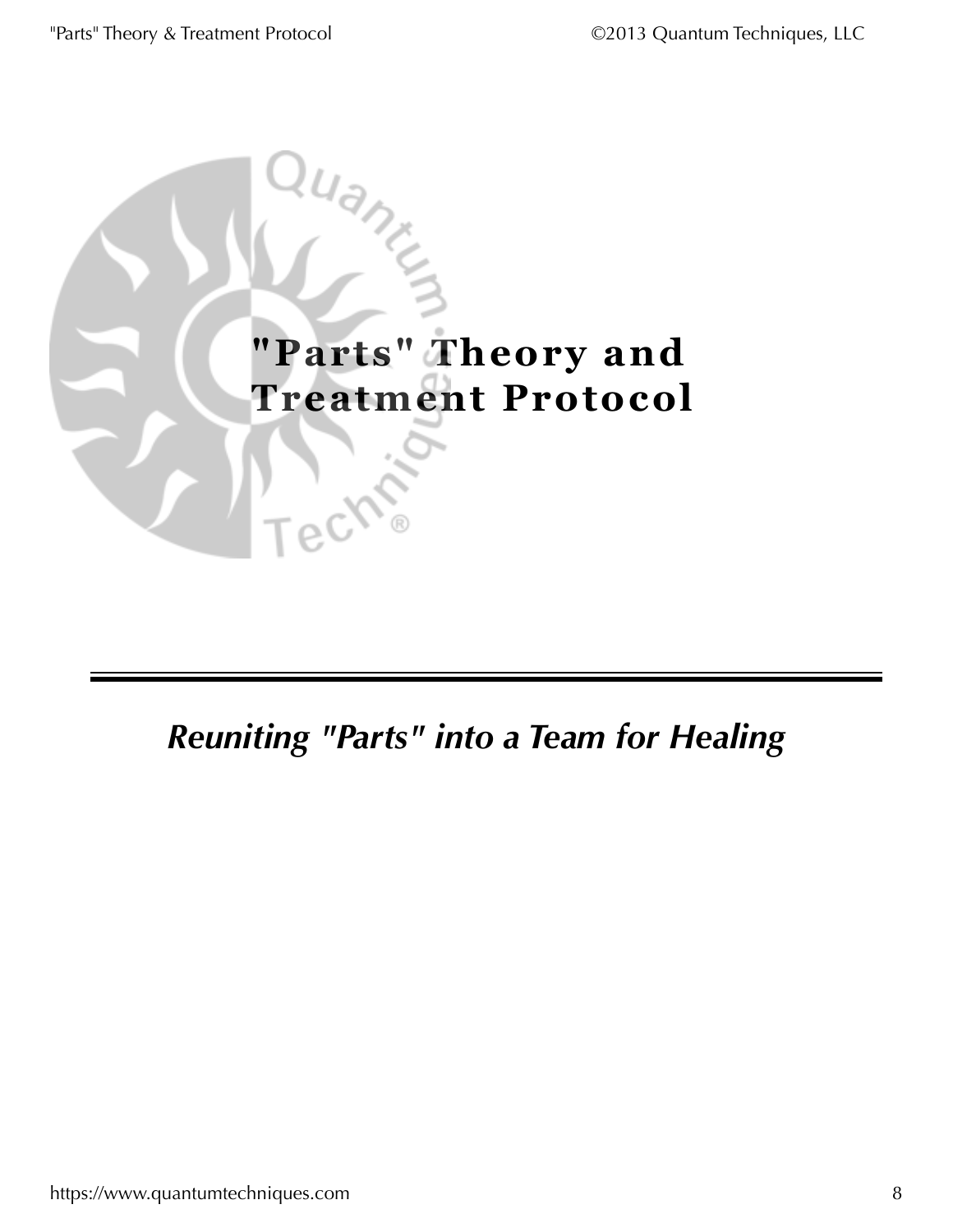# "Parts" Theory and Treatment Protocol

*Reuniting "Parts" into a Team for Healing*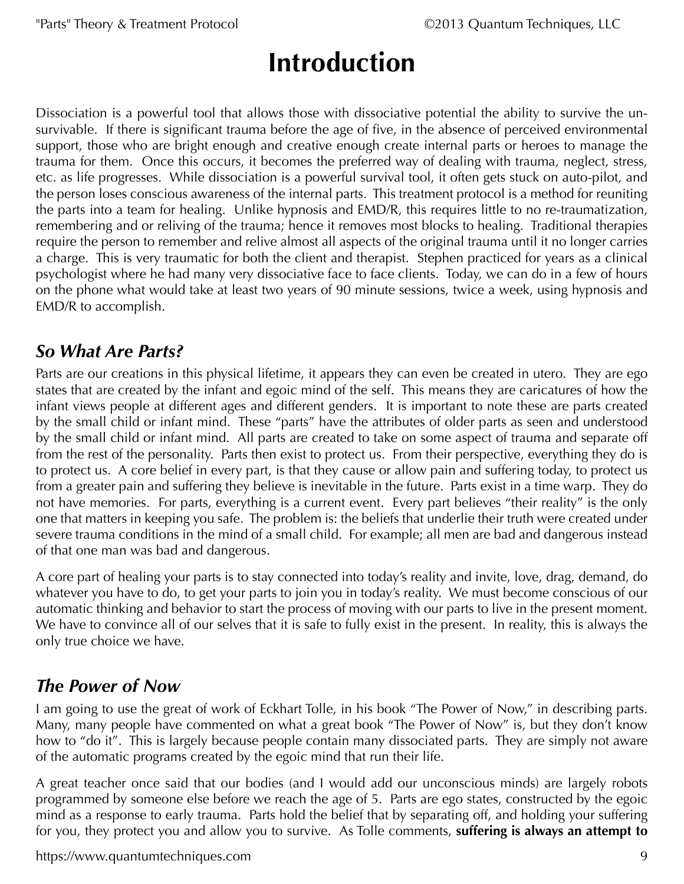# Introduction

Dissociation is a powerful tool that allows those with dissociative potential the ability to survive the un-survivable. If there is significant trauma before the age of five, in the absence of perceived environmental support, those who are bright enough and creative enough create internal parts or heroes to manage the trauma for them. Once this occurs, it becomes the preferred way of dealing with trauma, neglect, stress, etc. as life progresses. While dissociation is a powerful survival tool, it often gets stuck on auto-pilot, and the person loses conscious awareness of the internal parts. This treatment protocol is a method for reuniting the parts into a team for healing. Unlike hypnosis and EMD/R, this requires little to no re-traumatization, remembering and or reliving of the trauma; hence it removes most blocks to healing. Traditional therapies require the person to remember and relive almost all aspects of the original trauma until it no longer carries a charge. This is very traumatic for both the client and therapist. Stephen practiced for years as a clinical psychologist where he had many very dissociative face to face clients. Today, we can do in a few of hours on the phone what would take at least two years of 90 minute sessions, twice a week, using hypnosis and EMD/R to accomplish.

## *So What Are Parts?*

Parts are our creations in this physical lifetime, it appears they can even be created in utero. They are ego states that are created by the infant and egoic mind of the self. This means they are caricatures of how the infant views people at different ages and different genders. It is important to note these are parts created by the small child or infant mind. These "parts" have the attributes of older parts as seen and understood by the small child or infant mind. All parts are created to take on some aspect of trauma and separate off from the rest of the personality. Parts then exist to protect us. From their perspective, everything they do is to protect us. A core belief in every part, is that they cause or allow pain and suffering today, to protect us from a greater pain and suffering they believe is inevitable in the future. Parts exist in a time warp. They do not have memories. For parts, everything is a current event. Every part believes "their reality" is the only one that matters in keeping you safe. The problem is: the beliefs that underlie their truth were created under severe trauma conditions in the mind of a small child. For example; all men are bad and dangerous instead of that one man was bad and dangerous.

A core part of healing your parts is to stay connected into today's reality and invite, love, drag, demand, do whatever you have to do, to get your parts to join you in today's reality. We must become conscious of our automatic thinking and behavior to start the process of moving with our parts to live in the present moment. We have to convince all of our selves that it is safe to fully exist in the present. In reality, this is always the only true choice we have.

## *The Power of Now*

I am going to use the great of work of Eckhart Tolle, in his book "The Power of Now," in describing parts. Many, many people have commented on what a great book "The Power of Now" is, but they don't know how to "do it". This is largely because people contain many dissociated parts. They are simply not aware of the automatic programs created by the egoic mind that run their life.

A great teacher once said that our bodies (and I would add our unconscious minds) are largely robots programmed by someone else before we reach the age of 5. Parts are ego states, constructed by the egoic mind as a response to early trauma. Parts hold the belief that by separating off, and holding your suffering for you, they protect you and allow you to survive. As Tolle comments, **suffering is always an attempt to**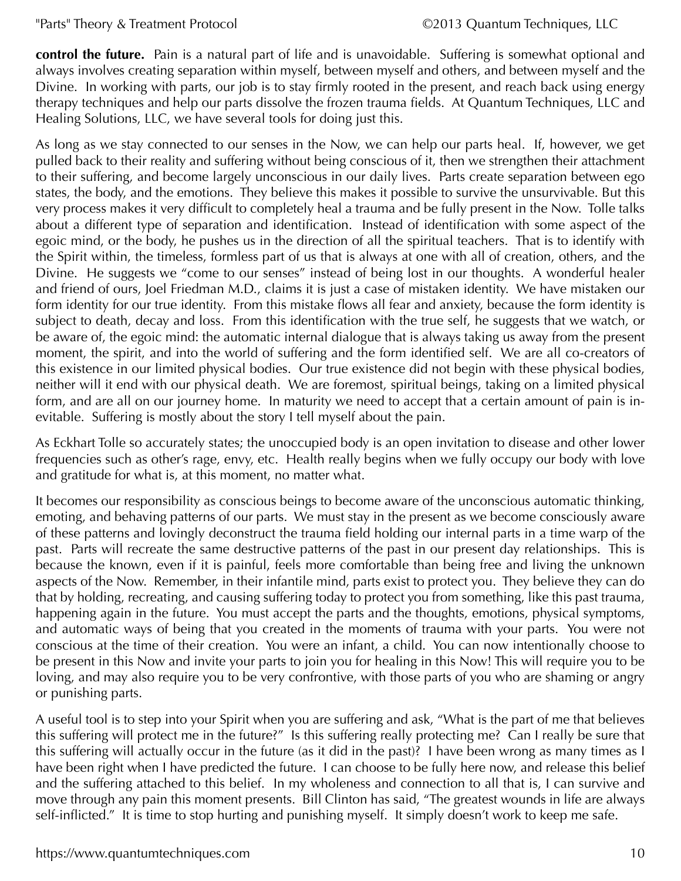**control the future.** Pain is a natural part of life and is unavoidable. Suffering is somewhat optional and always involves creating separation within myself, between myself and others, and between myself and the Divine. In working with parts, our job is to stay firmly rooted in the present, and reach back using energy therapy techniques and help our parts dissolve the frozen trauma fields. At Quantum Techniques, LLC and Healing Solutions, LLC, we have several tools for doing just this.

As long as we stay connected to our senses in the Now, we can help our parts heal. If, however, we get pulled back to their reality and suffering without being conscious of it, then we strengthen their attachment to their suffering, and become largely unconscious in our daily lives. Parts create separation between ego states, the body, and the emotions. They believe this makes it possible to survive the unsurvivable. But this very process makes it very difficult to completely heal a trauma and be fully present in the Now. Tolle talks about a different type of separation and identification. Instead of identification with some aspect of the egoic mind, or the body, he pushes us in the direction of all the spiritual teachers. That is to identify with the Spirit within, the timeless, formless part of us that is always at one with all of creation, others, and the Divine. He suggests we "come to our senses" instead of being lost in our thoughts. A wonderful healer and friend of ours, Joel Friedman M.D., claims it is just a case of mistaken identity. We have mistaken our form identity for our true identity. From this mistake flows all fear and anxiety, because the form identity is subject to death, decay and loss. From this identification with the true self, he suggests that we watch, or be aware of, the egoic mind: the automatic internal dialogue that is always taking us away from the present moment, the spirit, and into the world of suffering and the form identified self. We are all co-creators of this existence in our limited physical bodies. Our true existence did not begin with these physical bodies, neither will it end with our physical death. We are foremost, spiritual beings, taking on a limited physical form, and are all on our journey home. In maturity we need to accept that a certain amount of pain is inevitable. Suffering is mostly about the story I tell myself about the pain.

As Eckhart Tolle so accurately states; the unoccupied body is an open invitation to disease and other lower frequencies such as other's rage, envy, etc. Health really begins when we fully occupy our body with love and gratitude for what is, at this moment, no matter what.

It becomes our responsibility as conscious beings to become aware of the unconscious automatic thinking, emoting, and behaving patterns of our parts. We must stay in the present as we become consciously aware of these patterns and lovingly deconstruct the trauma field holding our internal parts in a time warp of the past. Parts will recreate the same destructive patterns of the past in our present day relationships. This is because the known, even if it is painful, feels more comfortable than being free and living the unknown aspects of the Now. Remember, in their infantile mind, parts exist to protect you. They believe they can do that by holding, recreating, and causing suffering today to protect you from something, like this past trauma, happening again in the future. You must accept the parts and the thoughts, emotions, physical symptoms, and automatic ways of being that you created in the moments of trauma with your parts. You were not conscious at the time of their creation. You were an infant, a child. You can now intentionally choose to be present in this Now and invite your parts to join you for healing in this Now! This will require you to be loving, and may also require you to be very confrontive, with those parts of you who are shaming or angry or punishing parts.

A useful tool is to step into your Spirit when you are suffering and ask, "What is the part of me that believes this suffering will protect me in the future?" Is this suffering really protecting me? Can I really be sure that this suffering will actually occur in the future (as it did in the past)? I have been wrong as many times as I have been right when I have predicted the future. I can choose to be fully here now, and release this belief and the suffering attached to this belief. In my wholeness and connection to all that is, I can survive and move through any pain this moment presents. Bill Clinton has said, "The greatest wounds in life are always self-inflicted." It is time to stop hurting and punishing myself. It simply doesn't work to keep me safe.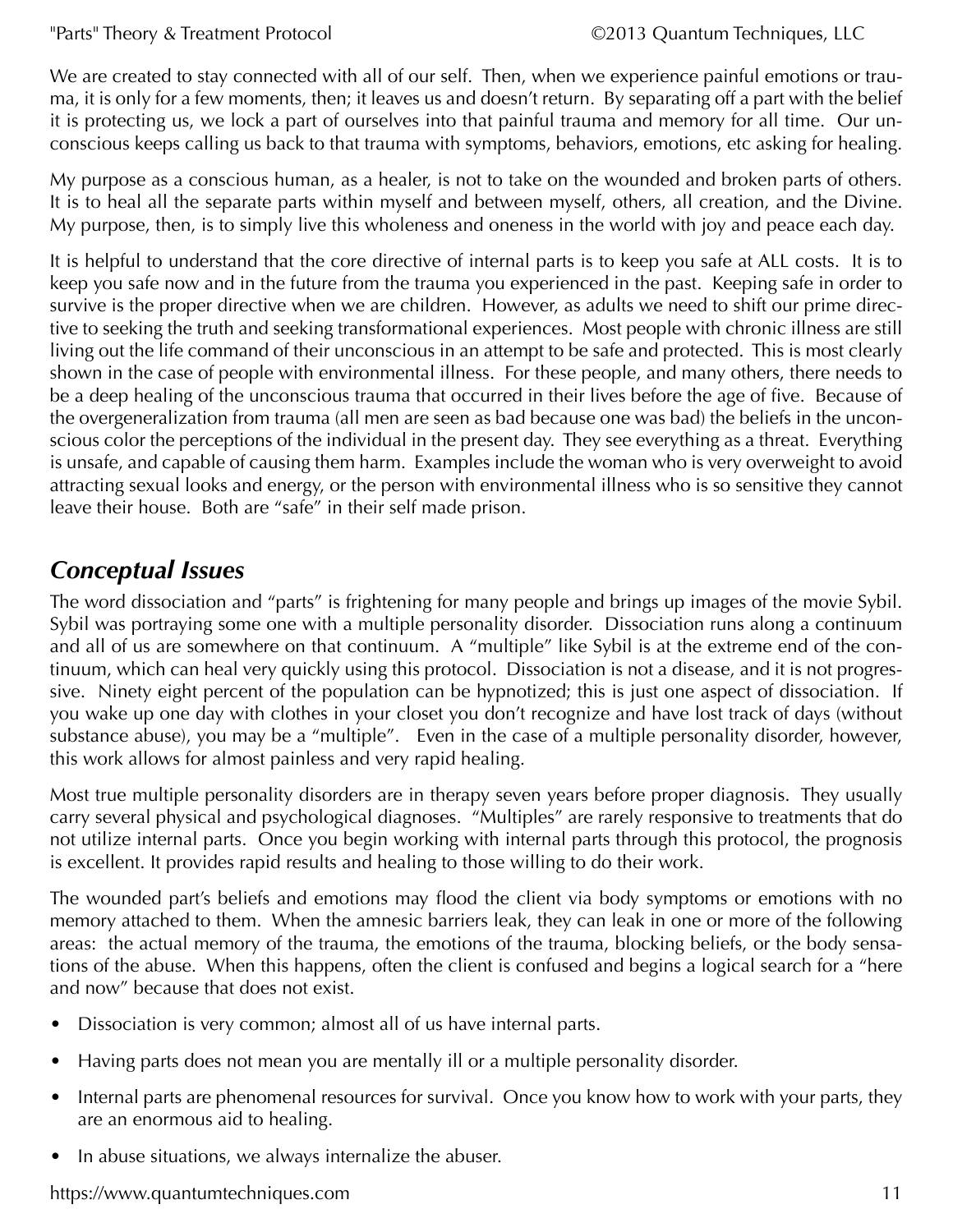We are created to stay connected with all of our self. Then, when we experience painful emotions or trauma, it is only for a few moments, then; it leaves us and doesn't return. By separating off a part with the belief it is protecting us, we lock a part of ourselves into that painful trauma and memory for all time. Our unconscious keeps calling us back to that trauma with symptoms, behaviors, emotions, etc asking for healing.

My purpose as a conscious human, as a healer, is not to take on the wounded and broken parts of others. It is to heal all the separate parts within myself and between myself, others, all creation, and the Divine. My purpose, then, is to simply live this wholeness and oneness in the world with joy and peace each day.

It is helpful to understand that the core directive of internal parts is to keep you safe at ALL costs. It is to keep you safe now and in the future from the trauma you experienced in the past. Keeping safe in order to survive is the proper directive when we are children. However, as adults we need to shift our prime directive to seeking the truth and seeking transformational experiences. Most people with chronic illness are still living out the life command of their unconscious in an attempt to be safe and protected. This is most clearly shown in the case of people with environmental illness. For these people, and many others, there needs to be a deep healing of the unconscious trauma that occurred in their lives before the age of five. Because of the overgeneralization from trauma (all men are seen as bad because one was bad) the beliefs in the unconscious color the perceptions of the individual in the present day. They see everything as a threat. Everything is unsafe, and capable of causing them harm. Examples include the woman who is very overweight to avoid attracting sexual looks and energy, or the person with environmental illness who is so sensitive they cannot leave their house. Both are "safe" in their self made prison.

## *Conceptual Issues*

The word dissociation and "parts" is frightening for many people and brings up images of the movie Sybil. Sybil was portraying some one with a multiple personality disorder. Dissociation runs along a continuum and all of us are somewhere on that continuum. A "multiple" like Sybil is at the extreme end of the continuum, which can heal very quickly using this protocol. Dissociation is not a disease, and it is not progressive. Ninety eight percent of the population can be hypnotized; this is just one aspect of dissociation. If you wake up one day with clothes in your closet you don't recognize and have lost track of days (without substance abuse), you may be a "multiple". Even in the case of a multiple personality disorder, however, this work allows for almost painless and very rapid healing.

Most true multiple personality disorders are in therapy seven years before proper diagnosis. They usually carry several physical and psychological diagnoses. "Multiples" are rarely responsive to treatments that do not utilize internal parts. Once you begin working with internal parts through this protocol, the prognosis is excellent. It provides rapid results and healing to those willing to do their work.

The wounded part's beliefs and emotions may flood the client via body symptoms or emotions with no memory attached to them. When the amnesic barriers leak, they can leak in one or more of the following areas: the actual memory of the trauma, the emotions of the trauma, blocking beliefs, or the body sensations of the abuse. When this happens, often the client is confused and begins a logical search for a "here and now" because that does not exist.

- Dissociation is very common; almost all of us have internal parts.
- Having parts does not mean you are mentally ill or a multiple personality disorder.
- Internal parts are phenomenal resources for survival. Once you know how to work with your parts, they are an enormous aid to healing.
- In abuse situations, we always internalize the abuser.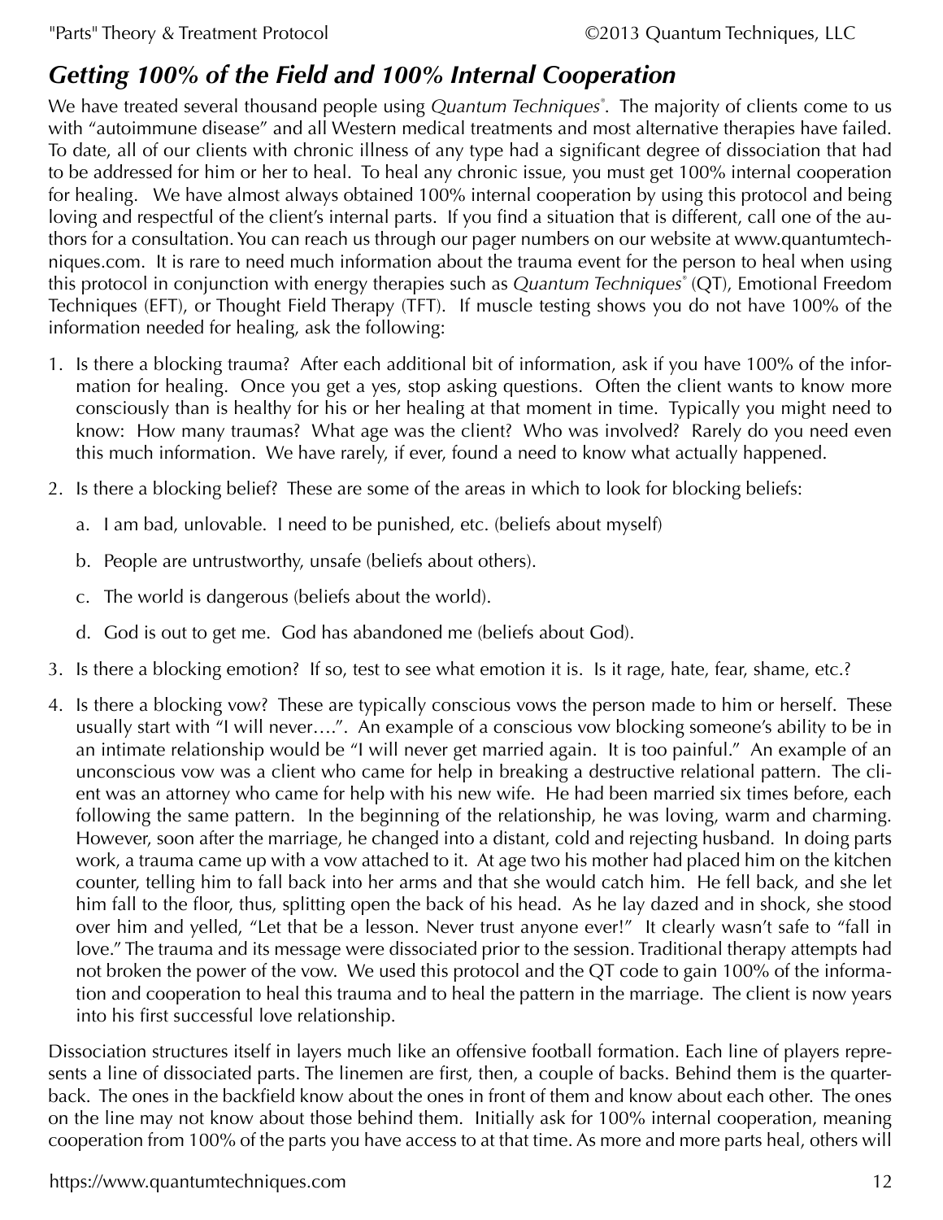## *Getting 100% of the Field and 100% Internal Cooperation*

We have treated several thousand people using *Quantum Techniques*®. The majority of clients come to us with "autoimmune disease" and all Western medical treatments and most alternative therapies have failed. To date, all of our clients with chronic illness of any type had a significant degree of dissociation that had to be addressed for him or her to heal. To heal any chronic issue, you must get 100% internal cooperation for healing. We have almost always obtained 100% internal cooperation by using this protocol and being loving and respectful of the client's internal parts. If you find a situation that is different, call one of the authors for a consultation. You can reach us through our pager numbers on our website at www.quantumtechniques.com. It is rare to need much information about the trauma event for the person to heal when using this protocol in conjunction with energy therapies such as *Quantum Techniques*® (QT), Emotional Freedom Techniques (EFT), or Thought Field Therapy (TFT). If muscle testing shows you do not have 100% of the information needed for healing, ask the following:

1. Is there a blocking trauma? After each additional bit of information, ask if you have 100% of the information for healing. Once you get a yes, stop asking questions. Often the client wants to know more consciously than is healthy for his or her healing at that moment in time. Typically you might need to know: How many traumas? What age was the client? Who was involved? Rarely do you need even this much information. We have rarely, if ever, found a need to know what actually happened.

2. Is there a blocking belief? These are some of the areas in which to look for blocking beliefs:

    a. I am bad, unlovable. I need to be punished, etc. (beliefs about myself)

    b. People are untrustworthy, unsafe (beliefs about others).

    c. The world is dangerous (beliefs about the world).

    d. God is out to get me. God has abandoned me (beliefs about God).

3. Is there a blocking emotion? If so, test to see what emotion it is. Is it rage, hate, fear, shame, etc.?

4. Is there a blocking vow? These are typically conscious vows the person made to him or herself. These usually start with "I will never….". An example of a conscious vow blocking someone's ability to be in an intimate relationship would be "I will never get married again. It is too painful." An example of an unconscious vow was a client who came for help in breaking a destructive relational pattern. The client was an attorney who came for help with his new wife. He had been married six times before, each following the same pattern. In the beginning of the relationship, he was loving, warm and charming. However, soon after the marriage, he changed into a distant, cold and rejecting husband. In doing parts work, a trauma came up with a vow attached to it. At age two his mother had placed him on the kitchen counter, telling him to fall back into her arms and that she would catch him. He fell back, and she let him fall to the floor, thus, splitting open the back of his head. As he lay dazed and in shock, she stood over him and yelled, "Let that be a lesson. Never trust anyone ever!" It clearly wasn't safe to "fall in love." The trauma and its message were dissociated prior to the session. Traditional therapy attempts had not broken the power of the vow. We used this protocol and the QT code to gain 100% of the information and cooperation to heal this trauma and to heal the pattern in the marriage. The client is now years into his first successful love relationship.

Dissociation structures itself in layers much like an offensive football formation. Each line of players represents a line of dissociated parts. The linemen are first, then, a couple of backs. Behind them is the quarterback. The ones in the backfield know about the ones in front of them and know about each other. The ones on the line may not know about those behind them. Initially ask for 100% internal cooperation, meaning cooperation from 100% of the parts you have access to at that time. As more and more parts heal, others will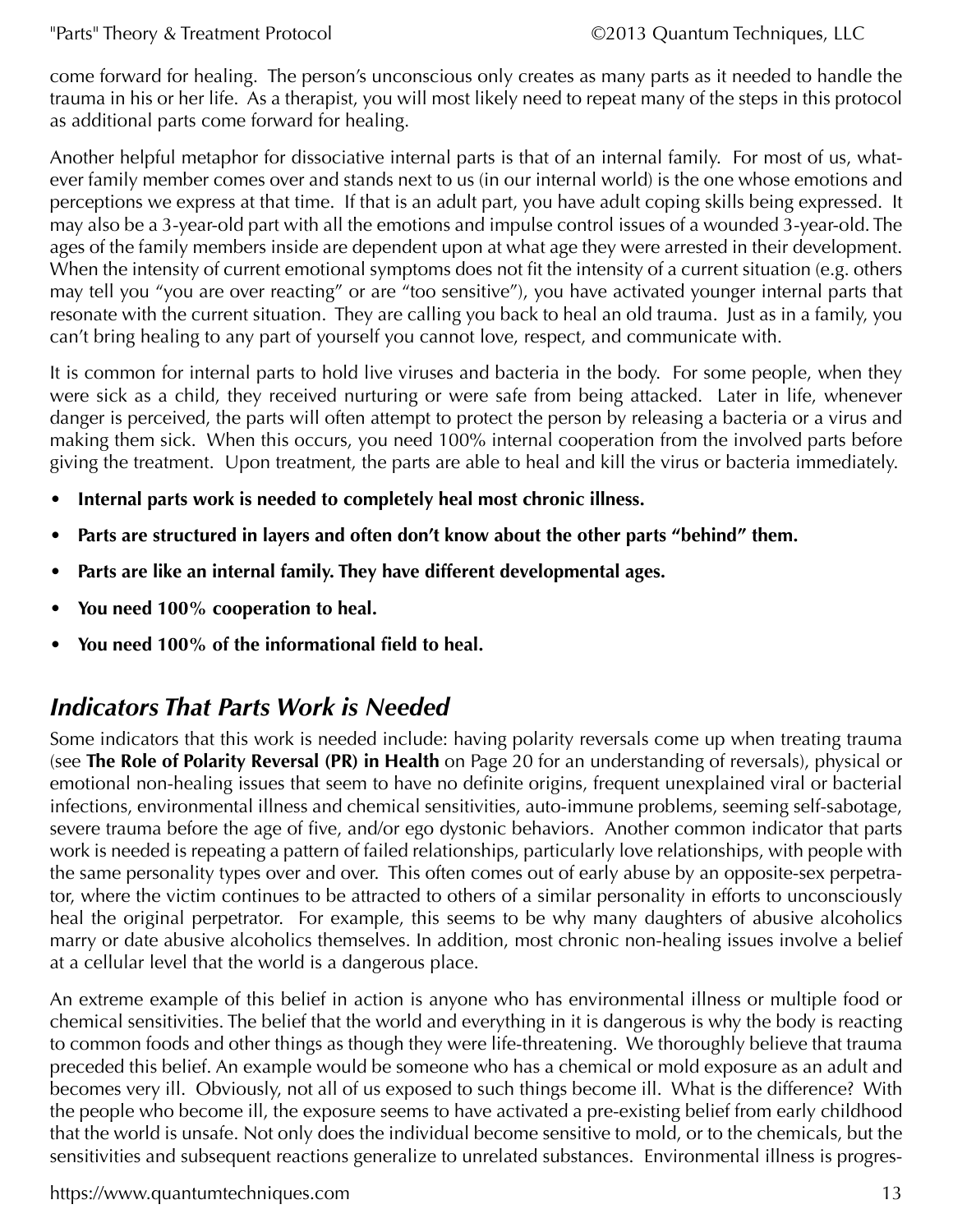come forward for healing. The person's unconscious only creates as many parts as it needed to handle the trauma in his or her life. As a therapist, you will most likely need to repeat many of the steps in this protocol as additional parts come forward for healing.

Another helpful metaphor for dissociative internal parts is that of an internal family. For most of us, whatever family member comes over and stands next to us (in our internal world) is the one whose emotions and perceptions we express at that time. If that is an adult part, you have adult coping skills being expressed. It may also be a 3-year-old part with all the emotions and impulse control issues of a wounded 3-year-old. The ages of the family members inside are dependent upon at what age they were arrested in their development. When the intensity of current emotional symptoms does not fit the intensity of a current situation (e.g. others may tell you "you are over reacting" or are "too sensitive"), you have activated younger internal parts that resonate with the current situation. They are calling you back to heal an old trauma. Just as in a family, you can't bring healing to any part of yourself you cannot love, respect, and communicate with.

It is common for internal parts to hold live viruses and bacteria in the body. For some people, when they were sick as a child, they received nurturing or were safe from being attacked. Later in life, whenever danger is perceived, the parts will often attempt to protect the person by releasing a bacteria or a virus and making them sick. When this occurs, you need 100% internal cooperation from the involved parts before giving the treatment. Upon treatment, the parts are able to heal and kill the virus or bacteria immediately.

- **Internal parts work is needed to completely heal most chronic illness.**
- **Parts are structured in layers and often don't know about the other parts "behind" them.**
- **Parts are like an internal family. They have different developmental ages.**
- **You need 100% cooperation to heal.**
- **You need 100% of the informational field to heal.**

## *Indicators That Parts Work is Needed*

Some indicators that this work is needed include: having polarity reversals come up when treating trauma (see **The Role of Polarity Reversal (PR) in Health** on Page 20 for an understanding of reversals), physical or emotional non-healing issues that seem to have no definite origins, frequent unexplained viral or bacterial infections, environmental illness and chemical sensitivities, auto-immune problems, seeming self-sabotage, severe trauma before the age of five, and/or ego dystonic behaviors. Another common indicator that parts work is needed is repeating a pattern of failed relationships, particularly love relationships, with people with the same personality types over and over. This often comes out of early abuse by an opposite-sex perpetrator, where the victim continues to be attracted to others of a similar personality in efforts to unconsciously heal the original perpetrator. For example, this seems to be why many daughters of abusive alcoholics marry or date abusive alcoholics themselves. In addition, most chronic non-healing issues involve a belief at a cellular level that the world is a dangerous place.

An extreme example of this belief in action is anyone who has environmental illness or multiple food or chemical sensitivities. The belief that the world and everything in it is dangerous is why the body is reacting to common foods and other things as though they were life-threatening. We thoroughly believe that trauma preceded this belief. An example would be someone who has a chemical or mold exposure as an adult and becomes very ill. Obviously, not all of us exposed to such things become ill. What is the difference? With the people who become ill, the exposure seems to have activated a pre-existing belief from early childhood that the world is unsafe. Not only does the individual become sensitive to mold, or to the chemicals, but the sensitivities and subsequent reactions generalize to unrelated substances. Environmental illness is progres-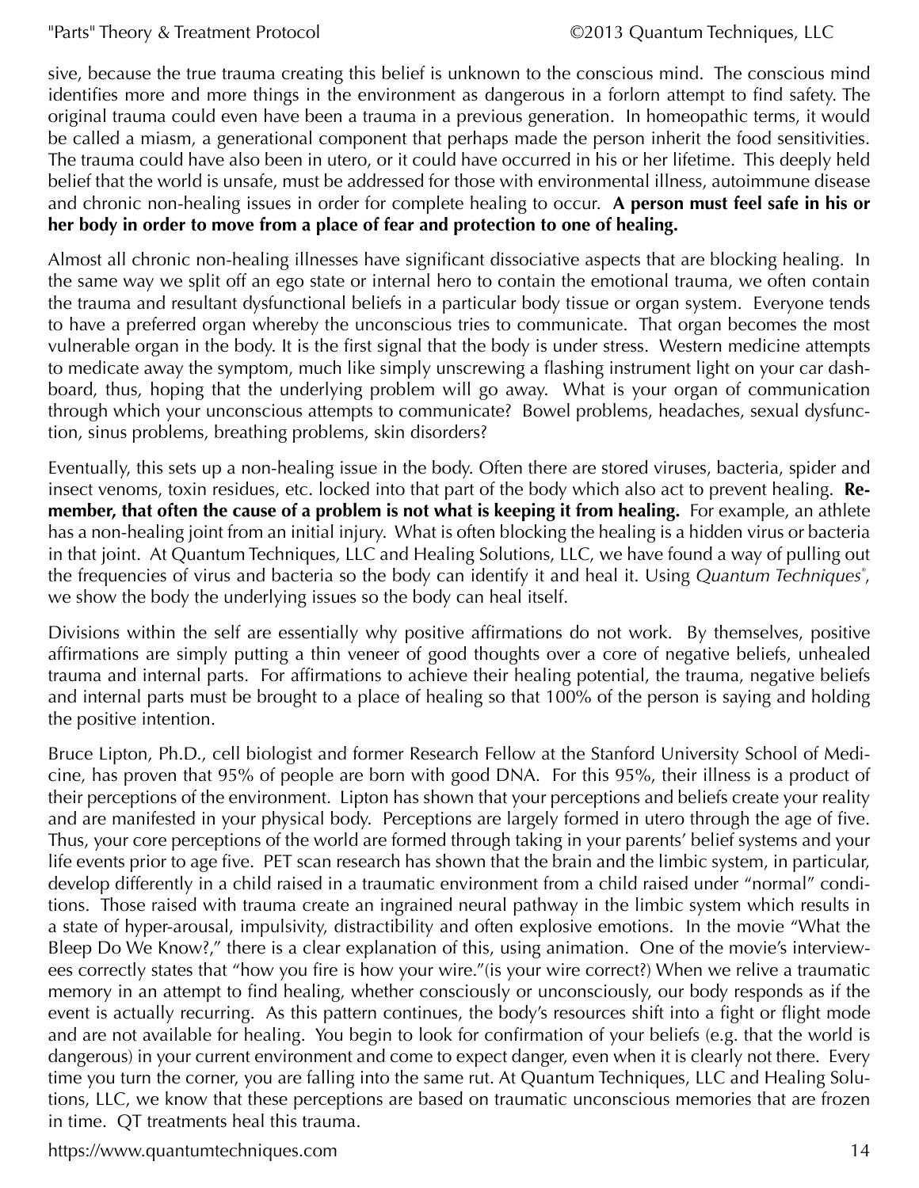sive, because the true trauma creating this belief is unknown to the conscious mind. The conscious mind identifies more and more things in the environment as dangerous in a forlorn attempt to find safety. The original trauma could even have been a trauma in a previous generation. In homeopathic terms, it would be called a miasm, a generational component that perhaps made the person inherit the food sensitivities. The trauma could have also been in utero, or it could have occurred in his or her lifetime. This deeply held belief that the world is unsafe, must be addressed for those with environmental illness, autoimmune disease and chronic non-healing issues in order for complete healing to occur. **A person must feel safe in his or her body in order to move from a place of fear and protection to one of healing.**

Almost all chronic non-healing illnesses have significant dissociative aspects that are blocking healing. In the same way we split off an ego state or internal hero to contain the emotional trauma, we often contain the trauma and resultant dysfunctional beliefs in a particular body tissue or organ system. Everyone tends to have a preferred organ whereby the unconscious tries to communicate. That organ becomes the most vulnerable organ in the body. It is the first signal that the body is under stress. Western medicine attempts to medicate away the symptom, much like simply unscrewing a flashing instrument light on your car dashboard, thus, hoping that the underlying problem will go away. What is your organ of communication through which your unconscious attempts to communicate? Bowel problems, headaches, sexual dysfunction, sinus problems, breathing problems, skin disorders?

Eventually, this sets up a non-healing issue in the body. Often there are stored viruses, bacteria, spider and insect venoms, toxin residues, etc. locked into that part of the body which also act to prevent healing. **Remember, that often the cause of a problem is not what is keeping it from healing.** For example, an athlete has a non-healing joint from an initial injury. What is often blocking the healing is a hidden virus or bacteria in that joint. At Quantum Techniques, LLC and Healing Solutions, LLC, we have found a way of pulling out the frequencies of virus and bacteria so the body can identify it and heal it. Using *Quantum Techniques*®, we show the body the underlying issues so the body can heal itself.

Divisions within the self are essentially why positive affirmations do not work. By themselves, positive affirmations are simply putting a thin veneer of good thoughts over a core of negative beliefs, unhealed trauma and internal parts. For affirmations to achieve their healing potential, the trauma, negative beliefs and internal parts must be brought to a place of healing so that 100% of the person is saying and holding the positive intention.

Bruce Lipton, Ph.D., cell biologist and former Research Fellow at the Stanford University School of Medicine, has proven that 95% of people are born with good DNA. For this 95%, their illness is a product of their perceptions of the environment. Lipton has shown that your perceptions and beliefs create your reality and are manifested in your physical body. Perceptions are largely formed in utero through the age of five. Thus, your core perceptions of the world are formed through taking in your parents' belief systems and your life events prior to age five. PET scan research has shown that the brain and the limbic system, in particular, develop differently in a child raised in a traumatic environment from a child raised under "normal" conditions. Those raised with trauma create an ingrained neural pathway in the limbic system which results in a state of hyper-arousal, impulsivity, distractibility and often explosive emotions. In the movie "What the Bleep Do We Know?," there is a clear explanation of this, using animation. One of the movie's interviewees correctly states that "how you fire is how your wire."(is your wire correct?) When we relive a traumatic memory in an attempt to find healing, whether consciously or unconsciously, our body responds as if the event is actually recurring. As this pattern continues, the body's resources shift into a fight or flight mode and are not available for healing. You begin to look for confirmation of your beliefs (e.g. that the world is dangerous) in your current environment and come to expect danger, even when it is clearly not there. Every time you turn the corner, you are falling into the same rut. At Quantum Techniques, LLC and Healing Solutions, LLC, we know that these perceptions are based on traumatic unconscious memories that are frozen in time. QT treatments heal this trauma.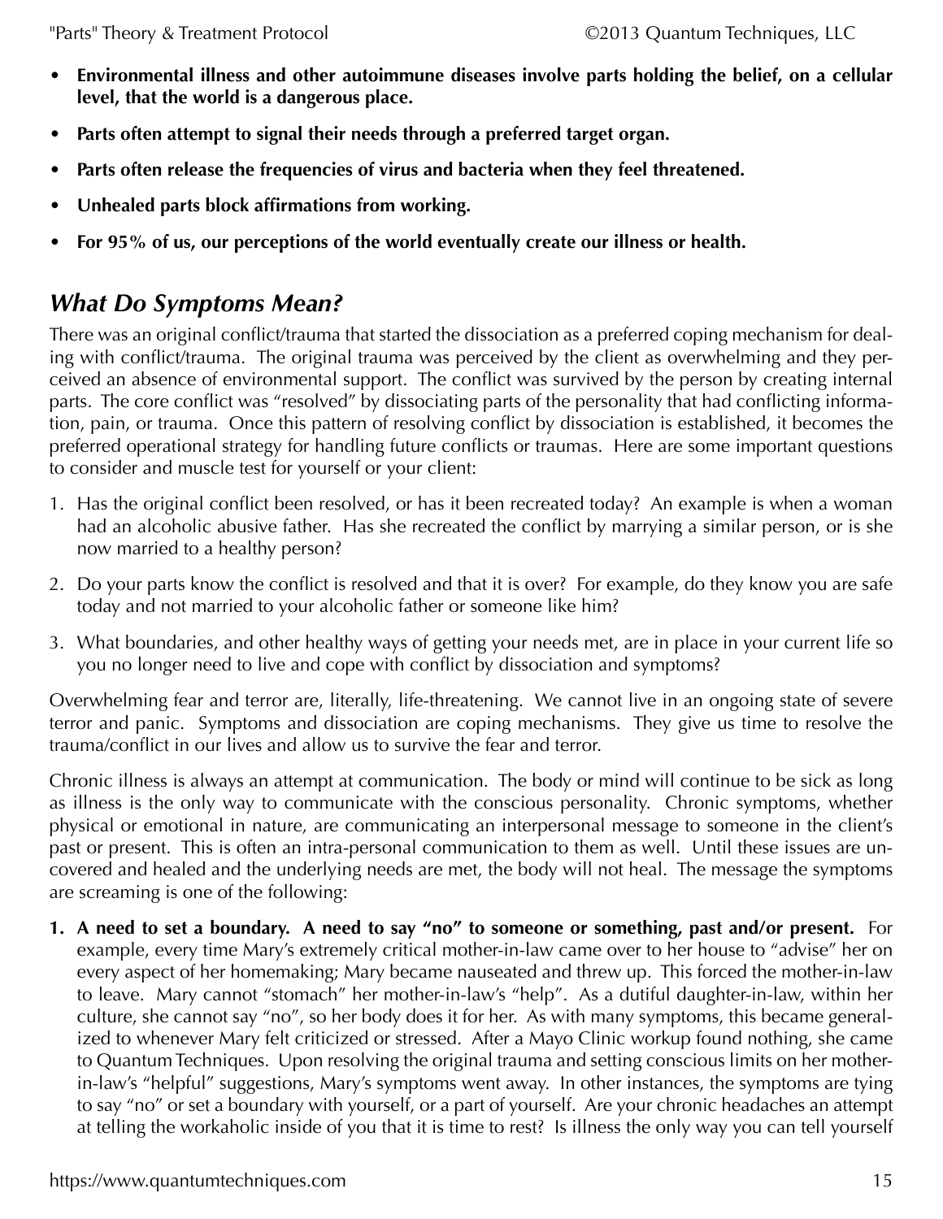- **Environmental illness and other autoimmune diseases involve parts holding the belief, on a cellular level, that the world is a dangerous place.**
- **Parts often attempt to signal their needs through a preferred target organ.**
- **Parts often release the frequencies of virus and bacteria when they feel threatened.**
- **Unhealed parts block affirmations from working.**
- **For 95% of us, our perceptions of the world eventually create our illness or health.**

## *What Do Symptoms Mean?*

There was an original conflict/trauma that started the dissociation as a preferred coping mechanism for dealing with conflict/trauma. The original trauma was perceived by the client as overwhelming and they perceived an absence of environmental support. The conflict was survived by the person by creating internal parts. The core conflict was "resolved" by dissociating parts of the personality that had conflicting information, pain, or trauma. Once this pattern of resolving conflict by dissociation is established, it becomes the preferred operational strategy for handling future conflicts or traumas. Here are some important questions to consider and muscle test for yourself or your client:

1. Has the original conflict been resolved, or has it been recreated today? An example is when a woman had an alcoholic abusive father. Has she recreated the conflict by marrying a similar person, or is she now married to a healthy person?
2. Do your parts know the conflict is resolved and that it is over? For example, do they know you are safe today and not married to your alcoholic father or someone like him?
3. What boundaries, and other healthy ways of getting your needs met, are in place in your current life so you no longer need to live and cope with conflict by dissociation and symptoms?

Overwhelming fear and terror are, literally, life-threatening. We cannot live in an ongoing state of severe terror and panic. Symptoms and dissociation are coping mechanisms. They give us time to resolve the trauma/conflict in our lives and allow us to survive the fear and terror.

Chronic illness is always an attempt at communication. The body or mind will continue to be sick as long as illness is the only way to communicate with the conscious personality. Chronic symptoms, whether physical or emotional in nature, are communicating an interpersonal message to someone in the client's past or present. This is often an intra-personal communication to them as well. Until these issues are uncovered and healed and the underlying needs are met, the body will not heal. The message the symptoms are screaming is one of the following:

1. **A need to set a boundary. A need to say "no" to someone or something, past and/or present.** For example, every time Mary's extremely critical mother-in-law came over to her house to "advise" her on every aspect of her homemaking; Mary became nauseated and threw up. This forced the mother-in-law to leave. Mary cannot "stomach" her mother-in-law's "help". As a dutiful daughter-in-law, within her culture, she cannot say "no", so her body does it for her. As with many symptoms, this became generalized to whenever Mary felt criticized or stressed. After a Mayo Clinic workup found nothing, she came to Quantum Techniques. Upon resolving the original trauma and setting conscious limits on her mother-in-law's "helpful" suggestions, Mary's symptoms went away. In other instances, the symptoms are tying to say "no" or set a boundary with yourself, or a part of yourself. Are your chronic headaches an attempt at telling the workaholic inside of you that it is time to rest? Is illness the only way you can tell yourself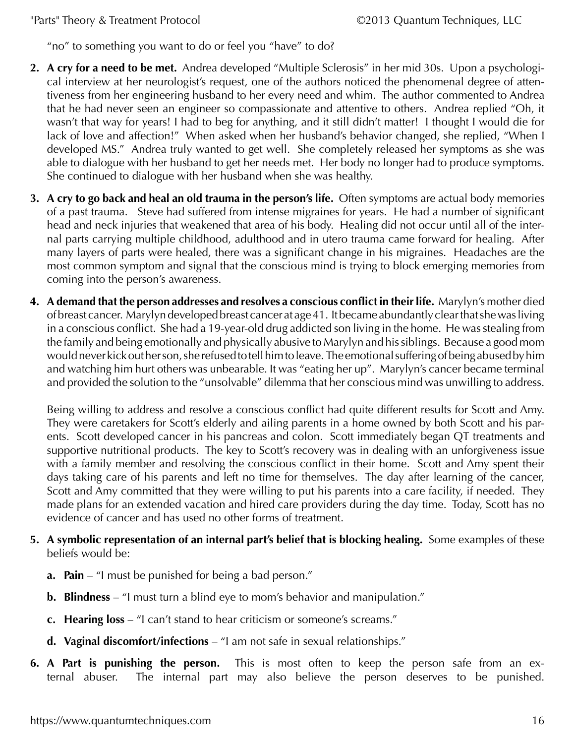"no" to something you want to do or feel you "have" to do?

2. **A cry for a need to be met.** Andrea developed "Multiple Sclerosis" in her mid 30s. Upon a psychological interview at her neurologist's request, one of the authors noticed the phenomenal degree of attentiveness from her engineering husband to her every need and whim. The author commented to Andrea that he had never seen an engineer so compassionate and attentive to others. Andrea replied "Oh, it wasn't that way for years! I had to beg for anything, and it still didn't matter! I thought I would die for lack of love and affection!" When asked when her husband's behavior changed, she replied, "When I developed MS." Andrea truly wanted to get well. She completely released her symptoms as she was able to dialogue with her husband to get her needs met. Her body no longer had to produce symptoms. She continued to dialogue with her husband when she was healthy.

3. **A cry to go back and heal an old trauma in the person's life.** Often symptoms are actual body memories of a past trauma. Steve had suffered from intense migraines for years. He had a number of significant head and neck injuries that weakened that area of his body. Healing did not occur until all of the internal parts carrying multiple childhood, adulthood and in utero trauma came forward for healing. After many layers of parts were healed, there was a significant change in his migraines. Headaches are the most common symptom and signal that the conscious mind is trying to block emerging memories from coming into the person's awareness.

4. **A demand that the person addresses and resolves a conscious conflict in their life.** Marylyn's mother died of breast cancer. Marylyn developed breast cancer at age 41. It became abundantly clear that she was living in a conscious conflict. She had a 19-year-old drug addicted son living in the home. He was stealing from the family and being emotionally and physically abusive to Marylyn and his siblings. Because a good mom would never kick out her son, she refused to tell him to leave. The emotional suffering of being abused by him and watching him hurt others was unbearable. It was "eating her up". Marylyn's cancer became terminal and provided the solution to the "unsolvable" dilemma that her conscious mind was unwilling to address.

   Being willing to address and resolve a conscious conflict had quite different results for Scott and Amy. They were caretakers for Scott's elderly and ailing parents in a home owned by both Scott and his parents. Scott developed cancer in his pancreas and colon. Scott immediately began QT treatments and supportive nutritional products. The key to Scott's recovery was in dealing with an unforgiveness issue with a family member and resolving the conscious conflict in their home. Scott and Amy spent their days taking care of his parents and left no time for themselves. The day after learning of the cancer, Scott and Amy committed that they were willing to put his parents into a care facility, if needed. They made plans for an extended vacation and hired care providers during the day time. Today, Scott has no evidence of cancer and has used no other forms of treatment.

5. **A symbolic representation of an internal part's belief that is blocking healing.** Some examples of these beliefs would be:

   a. **Pain** – "I must be punished for being a bad person."

   b. **Blindness** – "I must turn a blind eye to mom's behavior and manipulation."

   c. **Hearing loss** – "I can't stand to hear criticism or someone's screams."

   d. **Vaginal discomfort/infections** – "I am not safe in sexual relationships."

6. **A Part is punishing the person.** This is most often to keep the person safe from an external abuser. The internal part may also believe the person deserves to be punished.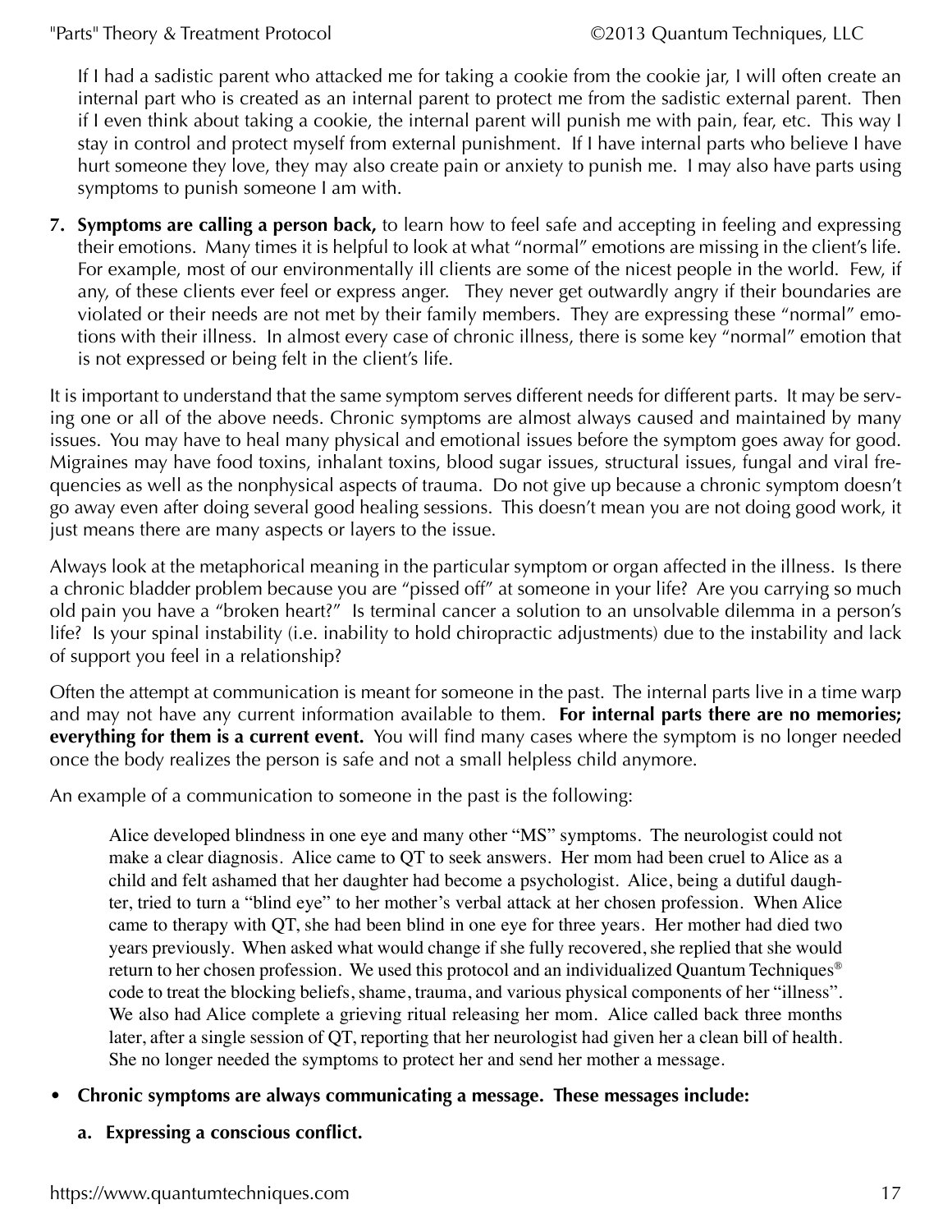If I had a sadistic parent who attacked me for taking a cookie from the cookie jar, I will often create an internal part who is created as an internal parent to protect me from the sadistic external parent. Then if I even think about taking a cookie, the internal parent will punish me with pain, fear, etc. This way I stay in control and protect myself from external punishment. If I have internal parts who believe I have hurt someone they love, they may also create pain or anxiety to punish me. I may also have parts using symptoms to punish someone I am with.

7. **Symptoms are calling a person back,** to learn how to feel safe and accepting in feeling and expressing their emotions. Many times it is helpful to look at what "normal" emotions are missing in the client's life. For example, most of our environmentally ill clients are some of the nicest people in the world. Few, if any, of these clients ever feel or express anger. They never get outwardly angry if their boundaries are violated or their needs are not met by their family members. They are expressing these "normal" emotions with their illness. In almost every case of chronic illness, there is some key "normal" emotion that is not expressed or being felt in the client's life.

It is important to understand that the same symptom serves different needs for different parts. It may be serving one or all of the above needs. Chronic symptoms are almost always caused and maintained by many issues. You may have to heal many physical and emotional issues before the symptom goes away for good. Migraines may have food toxins, inhalant toxins, blood sugar issues, structural issues, fungal and viral frequencies as well as the nonphysical aspects of trauma. Do not give up because a chronic symptom doesn't go away even after doing several good healing sessions. This doesn't mean you are not doing good work, it just means there are many aspects or layers to the issue.

Always look at the metaphorical meaning in the particular symptom or organ affected in the illness. Is there a chronic bladder problem because you are "pissed off" at someone in your life? Are you carrying so much old pain you have a "broken heart?" Is terminal cancer a solution to an unsolvable dilemma in a person's life? Is your spinal instability (i.e. inability to hold chiropractic adjustments) due to the instability and lack of support you feel in a relationship?

Often the attempt at communication is meant for someone in the past. The internal parts live in a time warp and may not have any current information available to them. **For internal parts there are no memories; everything for them is a current event.** You will find many cases where the symptom is no longer needed once the body realizes the person is safe and not a small helpless child anymore.

An example of a communication to someone in the past is the following:

> Alice developed blindness in one eye and many other "MS" symptoms. The neurologist could not make a clear diagnosis. Alice came to QT to seek answers. Her mom had been cruel to Alice as a child and felt ashamed that her daughter had become a psychologist. Alice, being a dutiful daughter, tried to turn a "blind eye" to her mother's verbal attack at her chosen profession. When Alice came to therapy with QT, she had been blind in one eye for three years. Her mother had died two years previously. When asked what would change if she fully recovered, she replied that she would return to her chosen profession. We used this protocol and an individualized Quantum Techniques® code to treat the blocking beliefs, shame, trauma, and various physical components of her "illness". We also had Alice complete a grieving ritual releasing her mom. Alice called back three months later, after a single session of QT, reporting that her neurologist had given her a clean bill of health. She no longer needed the symptoms to protect her and send her mother a message.

- **Chronic symptoms are always communicating a message. These messages include:**

  a. **Expressing a conscious conflict.**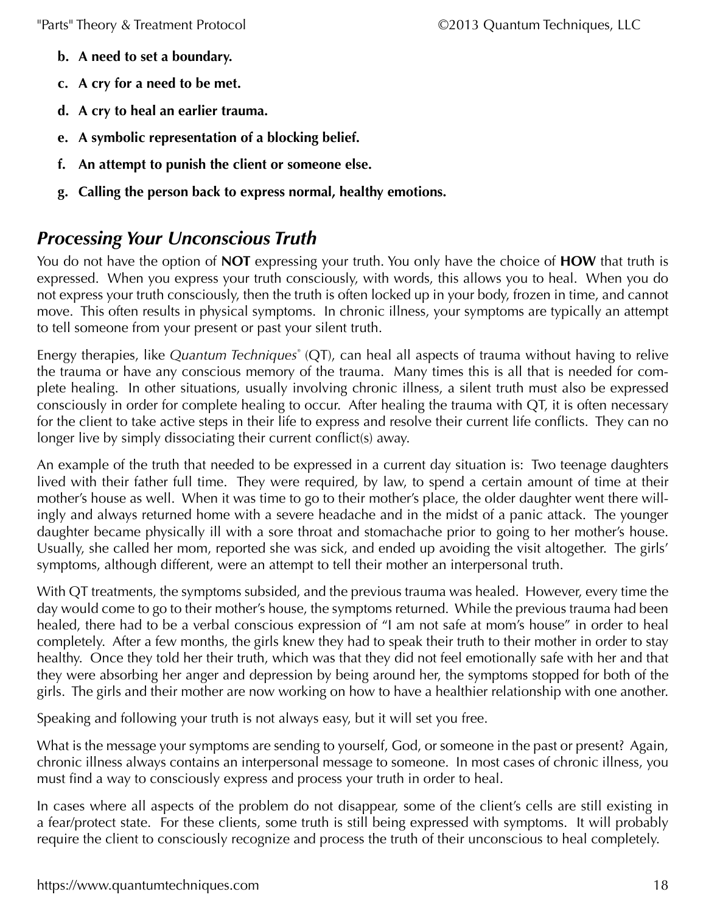**b. A need to set a boundary.**

**c. A cry for a need to be met.**

**d. A cry to heal an earlier trauma.**

**e. A symbolic representation of a blocking belief.**

**f. An attempt to punish the client or someone else.**

**g. Calling the person back to express normal, healthy emotions.**

## *Processing Your Unconscious Truth*

You do not have the option of **NOT** expressing your truth. You only have the choice of **HOW** that truth is expressed. When you express your truth consciously, with words, this allows you to heal. When you do not express your truth consciously, then the truth is often locked up in your body, frozen in time, and cannot move. This often results in physical symptoms. In chronic illness, your symptoms are typically an attempt to tell someone from your present or past your silent truth.

Energy therapies, like *Quantum Techniques*® (QT), can heal all aspects of trauma without having to relive the trauma or have any conscious memory of the trauma. Many times this is all that is needed for complete healing. In other situations, usually involving chronic illness, a silent truth must also be expressed consciously in order for complete healing to occur. After healing the trauma with QT, it is often necessary for the client to take active steps in their life to express and resolve their current life conflicts. They can no longer live by simply dissociating their current conflict(s) away.

An example of the truth that needed to be expressed in a current day situation is: Two teenage daughters lived with their father full time. They were required, by law, to spend a certain amount of time at their mother's house as well. When it was time to go to their mother's place, the older daughter went there willingly and always returned home with a severe headache and in the midst of a panic attack. The younger daughter became physically ill with a sore throat and stomachache prior to going to her mother's house. Usually, she called her mom, reported she was sick, and ended up avoiding the visit altogether. The girls' symptoms, although different, were an attempt to tell their mother an interpersonal truth.

With QT treatments, the symptoms subsided, and the previous trauma was healed. However, every time the day would come to go to their mother's house, the symptoms returned. While the previous trauma had been healed, there had to be a verbal conscious expression of "I am not safe at mom's house" in order to heal completely. After a few months, the girls knew they had to speak their truth to their mother in order to stay healthy. Once they told her their truth, which was that they did not feel emotionally safe with her and that they were absorbing her anger and depression by being around her, the symptoms stopped for both of the girls. The girls and their mother are now working on how to have a healthier relationship with one another.

Speaking and following your truth is not always easy, but it will set you free.

What is the message your symptoms are sending to yourself, God, or someone in the past or present? Again, chronic illness always contains an interpersonal message to someone. In most cases of chronic illness, you must find a way to consciously express and process your truth in order to heal.

In cases where all aspects of the problem do not disappear, some of the client's cells are still existing in a fear/protect state. For these clients, some truth is still being expressed with symptoms. It will probably require the client to consciously recognize and process the truth of their unconscious to heal completely.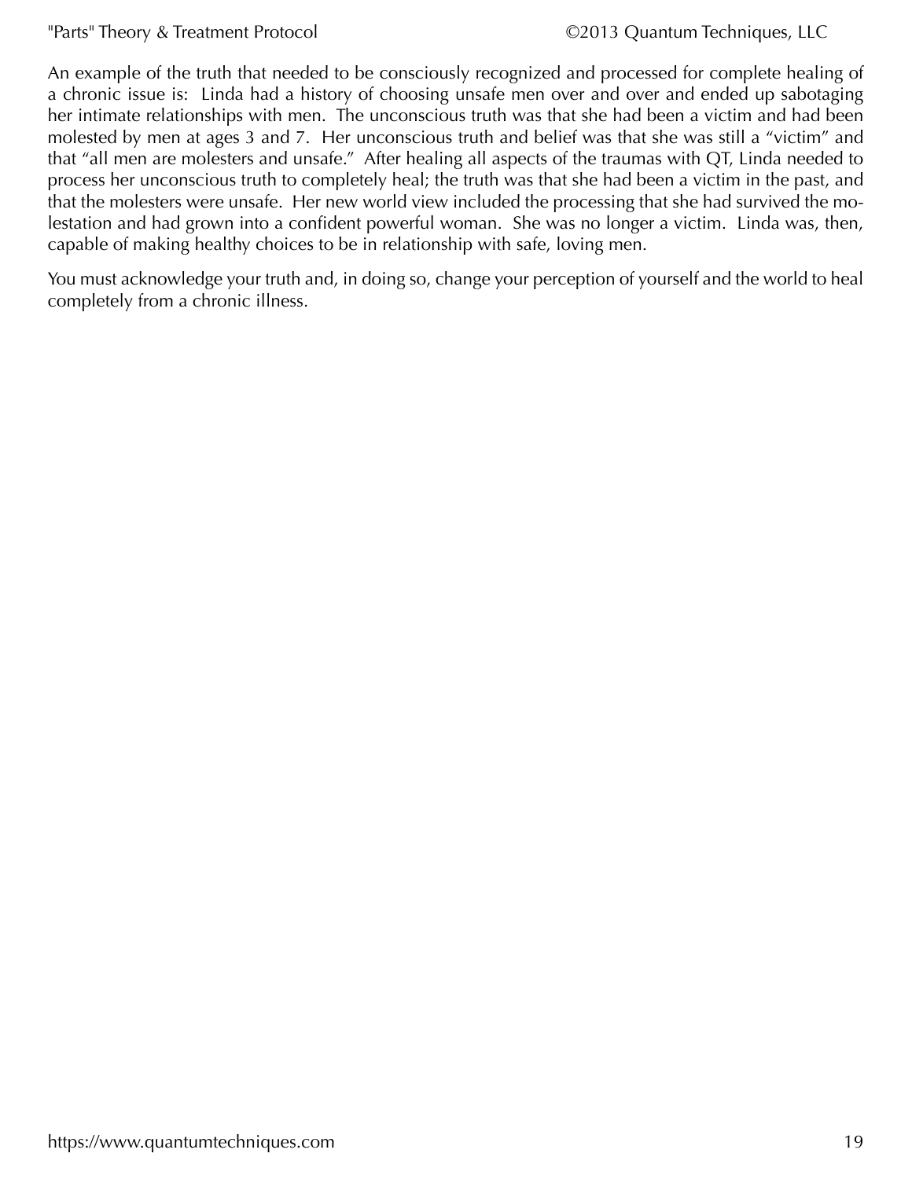An example of the truth that needed to be consciously recognized and processed for complete healing of a chronic issue is: Linda had a history of choosing unsafe men over and over and ended up sabotaging her intimate relationships with men. The unconscious truth was that she had been a victim and had been molested by men at ages 3 and 7. Her unconscious truth and belief was that she was still a "victim" and that "all men are molesters and unsafe." After healing all aspects of the traumas with QT, Linda needed to process her unconscious truth to completely heal; the truth was that she had been a victim in the past, and that the molesters were unsafe. Her new world view included the processing that she had survived the molestation and had grown into a confident powerful woman. She was no longer a victim. Linda was, then, capable of making healthy choices to be in relationship with safe, loving men.

You must acknowledge your truth and, in doing so, change your perception of yourself and the world to heal completely from a chronic illness.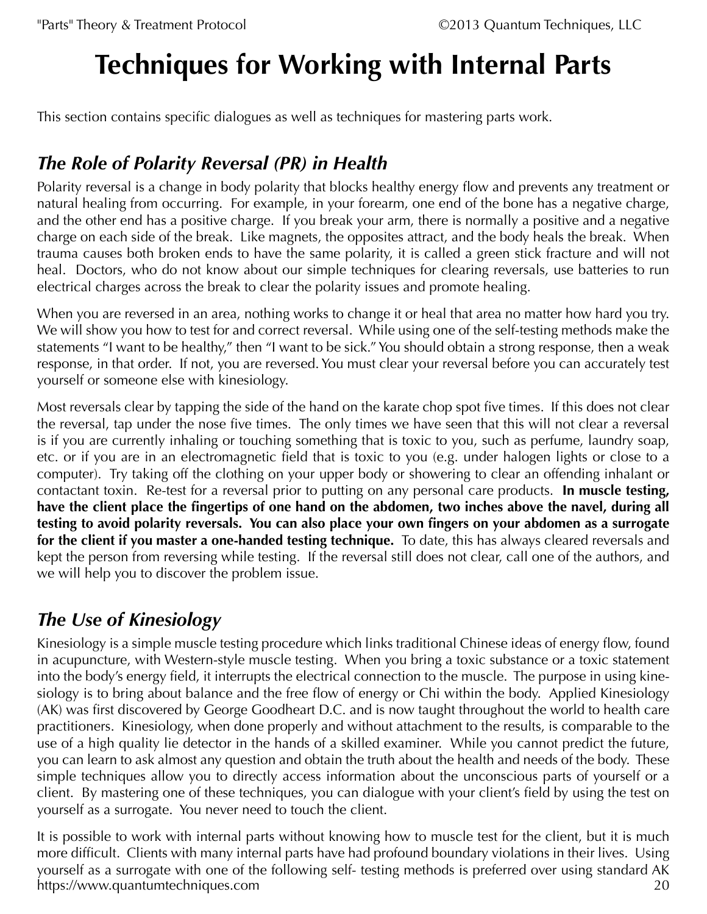# Techniques for Working with Internal Parts

This section contains specific dialogues as well as techniques for mastering parts work.

## *The Role of Polarity Reversal (PR) in Health*

Polarity reversal is a change in body polarity that blocks healthy energy flow and prevents any treatment or natural healing from occurring. For example, in your forearm, one end of the bone has a negative charge, and the other end has a positive charge. If you break your arm, there is normally a positive and a negative charge on each side of the break. Like magnets, the opposites attract, and the body heals the break. When trauma causes both broken ends to have the same polarity, it is called a green stick fracture and will not heal. Doctors, who do not know about our simple techniques for clearing reversals, use batteries to run electrical charges across the break to clear the polarity issues and promote healing.

When you are reversed in an area, nothing works to change it or heal that area no matter how hard you try. We will show you how to test for and correct reversal. While using one of the self-testing methods make the statements "I want to be healthy," then "I want to be sick." You should obtain a strong response, then a weak response, in that order. If not, you are reversed. You must clear your reversal before you can accurately test yourself or someone else with kinesiology.

Most reversals clear by tapping the side of the hand on the karate chop spot five times. If this does not clear the reversal, tap under the nose five times. The only times we have seen that this will not clear a reversal is if you are currently inhaling or touching something that is toxic to you, such as perfume, laundry soap, etc. or if you are in an electromagnetic field that is toxic to you (e.g. under halogen lights or close to a computer). Try taking off the clothing on your upper body or showering to clear an offending inhalant or contactant toxin. Re-test for a reversal prior to putting on any personal care products. **In muscle testing, have the client place the fingertips of one hand on the abdomen, two inches above the navel, during all testing to avoid polarity reversals. You can also place your own fingers on your abdomen as a surrogate for the client if you master a one-handed testing technique.** To date, this has always cleared reversals and kept the person from reversing while testing. If the reversal still does not clear, call one of the authors, and we will help you to discover the problem issue.

## *The Use of Kinesiology*

Kinesiology is a simple muscle testing procedure which links traditional Chinese ideas of energy flow, found in acupuncture, with Western-style muscle testing. When you bring a toxic substance or a toxic statement into the body's energy field, it interrupts the electrical connection to the muscle. The purpose in using kinesiology is to bring about balance and the free flow of energy or Chi within the body. Applied Kinesiology (AK) was first discovered by George Goodheart D.C. and is now taught throughout the world to health care practitioners. Kinesiology, when done properly and without attachment to the results, is comparable to the use of a high quality lie detector in the hands of a skilled examiner. While you cannot predict the future, you can learn to ask almost any question and obtain the truth about the health and needs of the body. These simple techniques allow you to directly access information about the unconscious parts of yourself or a client. By mastering one of these techniques, you can dialogue with your client's field by using the test on yourself as a surrogate. You never need to touch the client.

It is possible to work with internal parts without knowing how to muscle test for the client, but it is much more difficult. Clients with many internal parts have had profound boundary violations in their lives. Using yourself as a surrogate with one of the following self- testing methods is preferred over using standard AK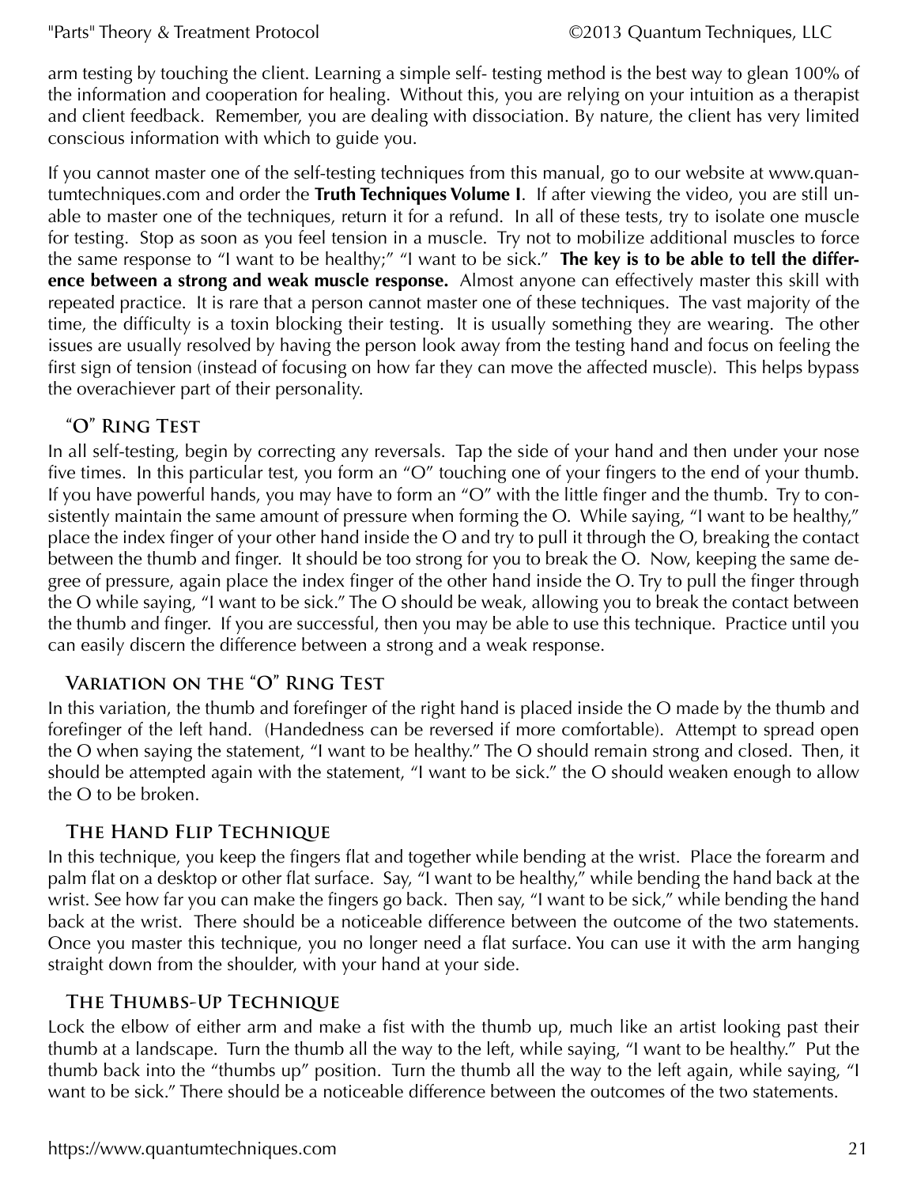arm testing by touching the client. Learning a simple self- testing method is the best way to glean 100% of the information and cooperation for healing. Without this, you are relying on your intuition as a therapist and client feedback. Remember, you are dealing with dissociation. By nature, the client has very limited conscious information with which to guide you.

If you cannot master one of the self-testing techniques from this manual, go to our website at www.quantumtechniques.com and order the **Truth Techniques Volume I**. If after viewing the video, you are still unable to master one of the techniques, return it for a refund. In all of these tests, try to isolate one muscle for testing. Stop as soon as you feel tension in a muscle. Try not to mobilize additional muscles to force the same response to "I want to be healthy;" "I want to be sick." **The key is to be able to tell the difference between a strong and weak muscle response.** Almost anyone can effectively master this skill with repeated practice. It is rare that a person cannot master one of these techniques. The vast majority of the time, the difficulty is a toxin blocking their testing. It is usually something they are wearing. The other issues are usually resolved by having the person look away from the testing hand and focus on feeling the first sign of tension (instead of focusing on how far they can move the affected muscle). This helps bypass the overachiever part of their personality.

### "O" Ring Test

In all self-testing, begin by correcting any reversals. Tap the side of your hand and then under your nose five times. In this particular test, you form an "O" touching one of your fingers to the end of your thumb. If you have powerful hands, you may have to form an "O" with the little finger and the thumb. Try to consistently maintain the same amount of pressure when forming the O. While saying, "I want to be healthy," place the index finger of your other hand inside the O and try to pull it through the O, breaking the contact between the thumb and finger. It should be too strong for you to break the O. Now, keeping the same degree of pressure, again place the index finger of the other hand inside the O. Try to pull the finger through the O while saying, "I want to be sick." The O should be weak, allowing you to break the contact between the thumb and finger. If you are successful, then you may be able to use this technique. Practice until you can easily discern the difference between a strong and a weak response.

### Variation on the "O" Ring Test

In this variation, the thumb and forefinger of the right hand is placed inside the O made by the thumb and forefinger of the left hand. (Handedness can be reversed if more comfortable). Attempt to spread open the O when saying the statement, "I want to be healthy." The O should remain strong and closed. Then, it should be attempted again with the statement, "I want to be sick." the O should weaken enough to allow the O to be broken.

### The Hand Flip Technique

In this technique, you keep the fingers flat and together while bending at the wrist. Place the forearm and palm flat on a desktop or other flat surface. Say, "I want to be healthy," while bending the hand back at the wrist. See how far you can make the fingers go back. Then say, "I want to be sick," while bending the hand back at the wrist. There should be a noticeable difference between the outcome of the two statements. Once you master this technique, you no longer need a flat surface. You can use it with the arm hanging straight down from the shoulder, with your hand at your side.

### The Thumbs-Up Technique

Lock the elbow of either arm and make a fist with the thumb up, much like an artist looking past their thumb at a landscape. Turn the thumb all the way to the left, while saying, "I want to be healthy." Put the thumb back into the "thumbs up" position. Turn the thumb all the way to the left again, while saying, "I want to be sick." There should be a noticeable difference between the outcomes of the two statements.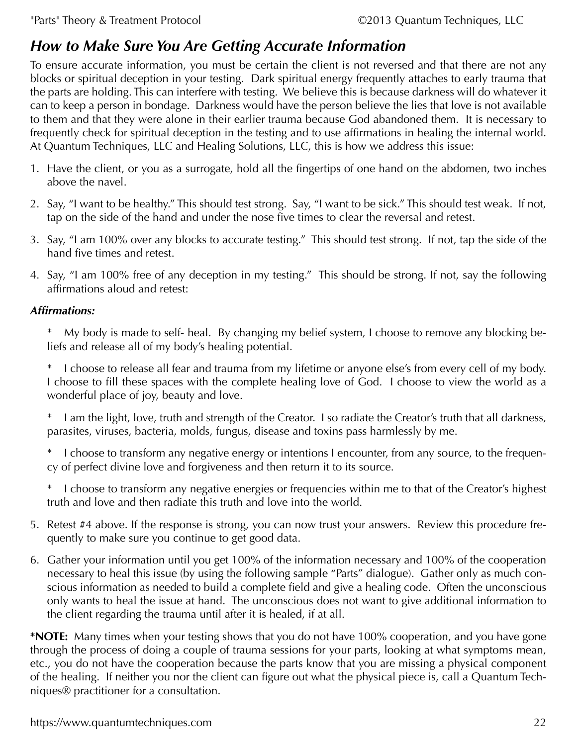## *How to Make Sure You Are Getting Accurate Information*

To ensure accurate information, you must be certain the client is not reversed and that there are not any blocks or spiritual deception in your testing. Dark spiritual energy frequently attaches to early trauma that the parts are holding. This can interfere with testing. We believe this is because darkness will do whatever it can to keep a person in bondage. Darkness would have the person believe the lies that love is not available to them and that they were alone in their earlier trauma because God abandoned them. It is necessary to frequently check for spiritual deception in the testing and to use affirmations in healing the internal world. At Quantum Techniques, LLC and Healing Solutions, LLC, this is how we address this issue:

1. Have the client, or you as a surrogate, hold all the fingertips of one hand on the abdomen, two inches above the navel.
2. Say, “I want to be healthy.” This should test strong. Say, “I want to be sick.” This should test weak. If not, tap on the side of the hand and under the nose five times to clear the reversal and retest.
3. Say, “I am 100% over any blocks to accurate testing.” This should test strong. If not, tap the side of the hand five times and retest.
4. Say, “I am 100% free of any deception in my testing.” This should be strong. If not, say the following affirmations aloud and retest:

***Affirmations:***

\* My body is made to self- heal. By changing my belief system, I choose to remove any blocking beliefs and release all of my body’s healing potential.

\* I choose to release all fear and trauma from my lifetime or anyone else’s from every cell of my body. I choose to fill these spaces with the complete healing love of God. I choose to view the world as a wonderful place of joy, beauty and love.

\* I am the light, love, truth and strength of the Creator. I so radiate the Creator’s truth that all darkness, parasites, viruses, bacteria, molds, fungus, disease and toxins pass harmlessly by me.

\* I choose to transform any negative energy or intentions I encounter, from any source, to the frequency of perfect divine love and forgiveness and then return it to its source.

\* I choose to transform any negative energies or frequencies within me to that of the Creator’s highest truth and love and then radiate this truth and love into the world.

5. Retest #4 above. If the response is strong, you can now trust your answers. Review this procedure frequently to make sure you continue to get good data.
6. Gather your information until you get 100% of the information necessary and 100% of the cooperation necessary to heal this issue (by using the following sample “Parts” dialogue). Gather only as much conscious information as needed to build a complete field and give a healing code. Often the unconscious only wants to heal the issue at hand. The unconscious does not want to give additional information to the client regarding the trauma until after it is healed, if at all.

**\*NOTE:** Many times when your testing shows that you do not have 100% cooperation, and you have gone through the process of doing a couple of trauma sessions for your parts, looking at what symptoms mean, etc., you do not have the cooperation because the parts know that you are missing a physical component of the healing. If neither you nor the client can figure out what the physical piece is, call a Quantum Techniques® practitioner for a consultation.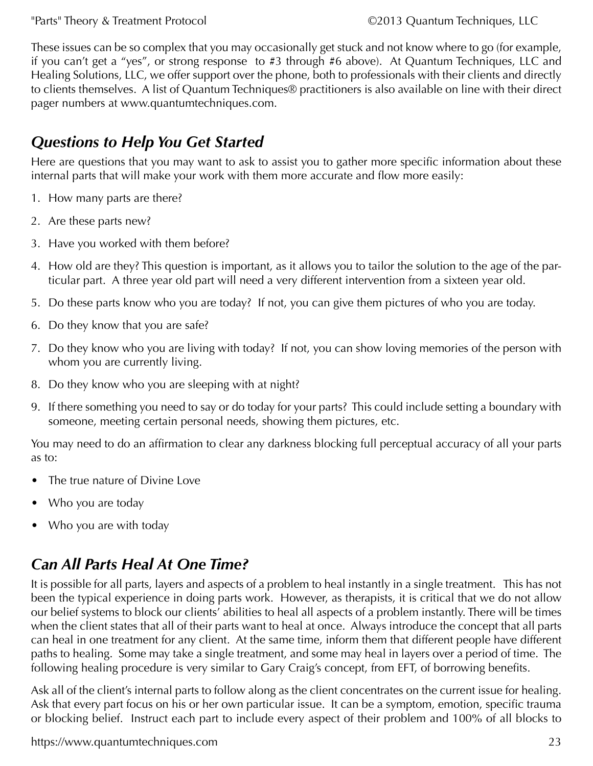These issues can be so complex that you may occasionally get stuck and not know where to go (for example, if you can't get a "yes", or strong response to #3 through #6 above). At Quantum Techniques, LLC and Healing Solutions, LLC, we offer support over the phone, both to professionals with their clients and directly to clients themselves. A list of Quantum Techniques® practitioners is also available on line with their direct pager numbers at www.quantumtechniques.com.

## *Questions to Help You Get Started*

Here are questions that you may want to ask to assist you to gather more specific information about these internal parts that will make your work with them more accurate and flow more easily:

1. How many parts are there?
2. Are these parts new?
3. Have you worked with them before?
4. How old are they? This question is important, as it allows you to tailor the solution to the age of the particular part. A three year old part will need a very different intervention from a sixteen year old.
5. Do these parts know who you are today? If not, you can give them pictures of who you are today.
6. Do they know that you are safe?
7. Do they know who you are living with today? If not, you can show loving memories of the person with whom you are currently living.
8. Do they know who you are sleeping with at night?
9. If there something you need to say or do today for your parts? This could include setting a boundary with someone, meeting certain personal needs, showing them pictures, etc.

You may need to do an affirmation to clear any darkness blocking full perceptual accuracy of all your parts as to:

- The true nature of Divine Love
- Who you are today
- Who you are with today

## *Can All Parts Heal At One Time?*

It is possible for all parts, layers and aspects of a problem to heal instantly in a single treatment. This has not been the typical experience in doing parts work. However, as therapists, it is critical that we do not allow our belief systems to block our clients' abilities to heal all aspects of a problem instantly. There will be times when the client states that all of their parts want to heal at once. Always introduce the concept that all parts can heal in one treatment for any client. At the same time, inform them that different people have different paths to healing. Some may take a single treatment, and some may heal in layers over a period of time. The following healing procedure is very similar to Gary Craig's concept, from EFT, of borrowing benefits.

Ask all of the client's internal parts to follow along as the client concentrates on the current issue for healing. Ask that every part focus on his or her own particular issue. It can be a symptom, emotion, specific trauma or blocking belief. Instruct each part to include every aspect of their problem and 100% of all blocks to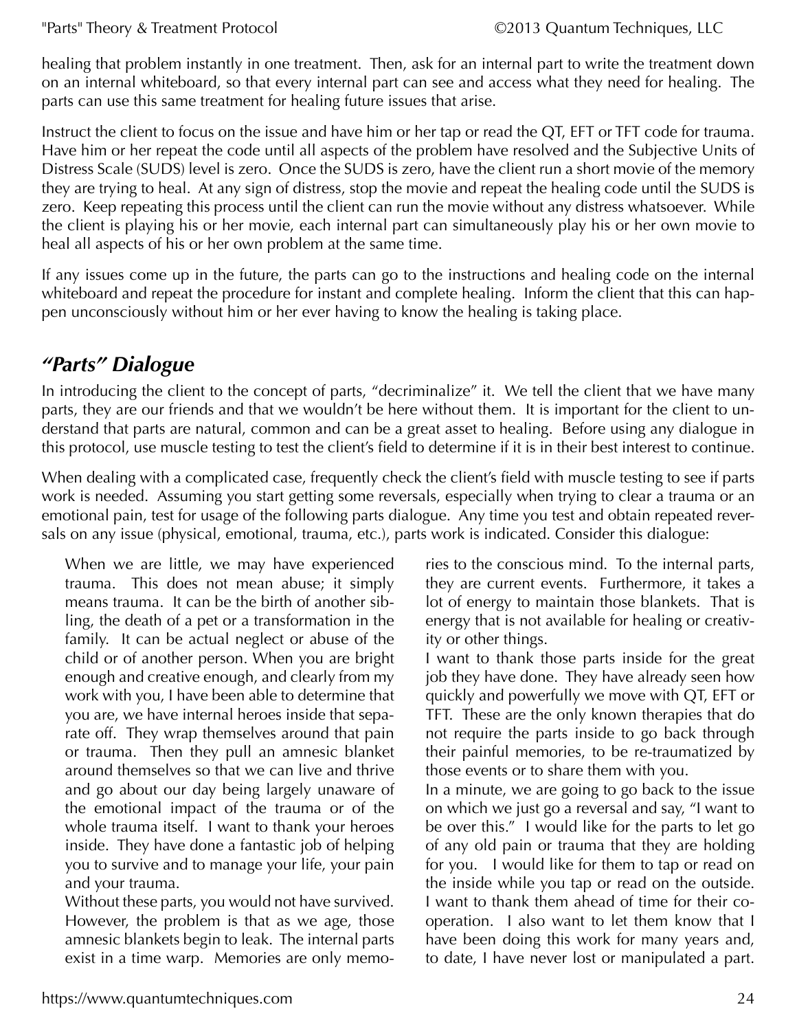healing that problem instantly in one treatment. Then, ask for an internal part to write the treatment down on an internal whiteboard, so that every internal part can see and access what they need for healing. The parts can use this same treatment for healing future issues that arise.

Instruct the client to focus on the issue and have him or her tap or read the QT, EFT or TFT code for trauma. Have him or her repeat the code until all aspects of the problem have resolved and the Subjective Units of Distress Scale (SUDS) level is zero. Once the SUDS is zero, have the client run a short movie of the memory they are trying to heal. At any sign of distress, stop the movie and repeat the healing code until the SUDS is zero. Keep repeating this process until the client can run the movie without any distress whatsoever. While the client is playing his or her movie, each internal part can simultaneously play his or her own movie to heal all aspects of his or her own problem at the same time.

If any issues come up in the future, the parts can go to the instructions and healing code on the internal whiteboard and repeat the procedure for instant and complete healing. Inform the client that this can happen unconsciously without him or her ever having to know the healing is taking place.

## *"Parts" Dialogue*

In introducing the client to the concept of parts, "decriminalize" it. We tell the client that we have many parts, they are our friends and that we wouldn't be here without them. It is important for the client to understand that parts are natural, common and can be a great asset to healing. Before using any dialogue in this protocol, use muscle testing to test the client's field to determine if it is in their best interest to continue.

When dealing with a complicated case, frequently check the client's field with muscle testing to see if parts work is needed. Assuming you start getting some reversals, especially when trying to clear a trauma or an emotional pain, test for usage of the following parts dialogue. Any time you test and obtain repeated reversals on any issue (physical, emotional, trauma, etc.), parts work is indicated. Consider this dialogue:

> When we are little, we may have experienced trauma. This does not mean abuse; it simply means trauma. It can be the birth of another sibling, the death of a pet or a transformation in the family. It can be actual neglect or abuse of the child or of another person. When you are bright enough and creative enough, and clearly from my work with you, I have been able to determine that you are, we have internal heroes inside that separate off. They wrap themselves around that pain or trauma. Then they pull an amnesic blanket around themselves so that we can live and thrive and go about our day being largely unaware of the emotional impact of the trauma or of the whole trauma itself. I want to thank your heroes inside. They have done a fantastic job of helping you to survive and to manage your life, your pain and your trauma.
>
> Without these parts, you would not have survived. However, the problem is that as we age, those amnesic blankets begin to leak. The internal parts exist in a time warp. Memories are only memories to the conscious mind. To the internal parts, they are current events. Furthermore, it takes a lot of energy to maintain those blankets. That is energy that is not available for healing or creativity or other things.
>
> I want to thank those parts inside for the great job they have done. They have already seen how quickly and powerfully we move with QT, EFT or TFT. These are the only known therapies that do not require the parts inside to go back through their painful memories, to be re-traumatized by those events or to share them with you.
>
> In a minute, we are going to go back to the issue on which we just go a reversal and say, "I want to be over this." I would like for the parts to let go of any old pain or trauma that they are holding for you. I would like for them to tap or read on the inside while you tap or read on the outside. I want to thank them ahead of time for their cooperation. I also want to let them know that I have been doing this work for many years and, to date, I have never lost or manipulated a part.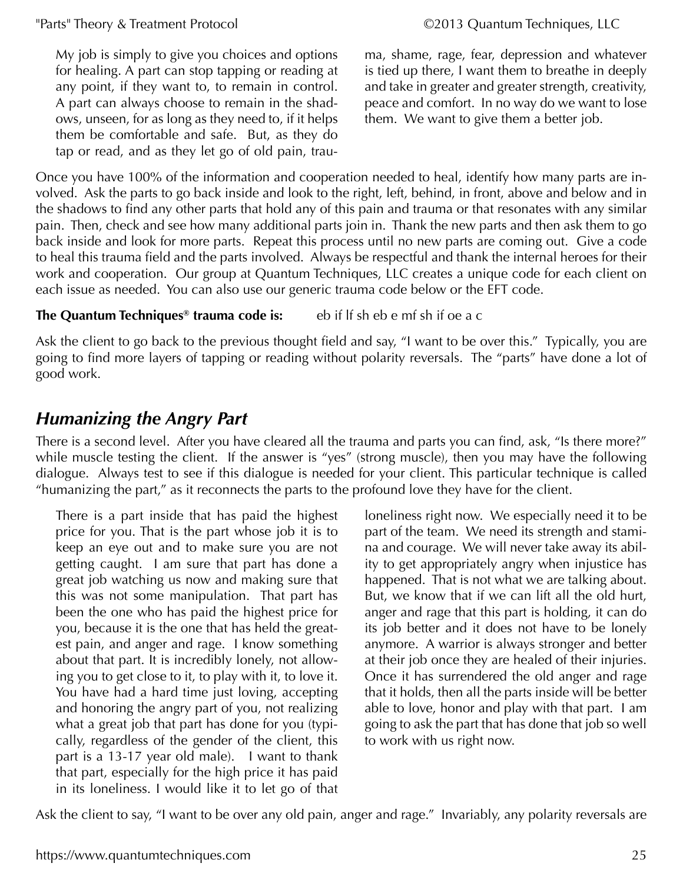> My job is simply to give you choices and options for healing. A part can stop tapping or reading at any point, if they want to, to remain in control. A part can always choose to remain in the shadows, unseen, for as long as they need to, if it helps them be comfortable and safe. But, as they do tap or read, and as they let go of old pain, trauma, shame, rage, fear, depression and whatever is tied up there, I want them to breathe in deeply and take in greater and greater strength, creativity, peace and comfort. In no way do we want to lose them. We want to give them a better job.

Once you have 100% of the information and cooperation needed to heal, identify how many parts are involved. Ask the parts to go back inside and look to the right, left, behind, in front, above and below and in the shadows to find any other parts that hold any of this pain and trauma or that resonates with any similar pain. Then, check and see how many additional parts join in. Thank the new parts and then ask them to go back inside and look for more parts. Repeat this process until no new parts are coming out. Give a code to heal this trauma field and the parts involved. Always be respectful and thank the internal heroes for their work and cooperation. Our group at Quantum Techniques, LLC creates a unique code for each client on each issue as needed. You can also use our generic trauma code below or the EFT code.

**The Quantum Techniques® trauma code is:** eb if lf sh eb e mf sh if oe a c

Ask the client to go back to the previous thought field and say, "I want to be over this." Typically, you are going to find more layers of tapping or reading without polarity reversals. The "parts" have done a lot of good work.

## *Humanizing the Angry Part*

There is a second level. After you have cleared all the trauma and parts you can find, ask, "Is there more?" while muscle testing the client. If the answer is "yes" (strong muscle), then you may have the following dialogue. Always test to see if this dialogue is needed for your client. This particular technique is called "humanizing the part," as it reconnects the parts to the profound love they have for the client.

> There is a part inside that has paid the highest price for you. That is the part whose job it is to keep an eye out and to make sure you are not getting caught. I am sure that part has done a great job watching us now and making sure that this was not some manipulation. That part has been the one who has paid the highest price for you, because it is the one that has held the greatest pain, and anger and rage. I know something about that part. It is incredibly lonely, not allowing you to get close to it, to play with it, to love it. You have had a hard time just loving, accepting and honoring the angry part of you, not realizing what a great job that part has done for you (typically, regardless of the gender of the client, this part is a 13-17 year old male). I want to thank that part, especially for the high price it has paid in its loneliness. I would like it to let go of that loneliness right now. We especially need it to be part of the team. We need its strength and stamina and courage. We will never take away its ability to get appropriately angry when injustice has happened. That is not what we are talking about. But, we know that if we can lift all the old hurt, anger and rage that this part is holding, it can do its job better and it does not have to be lonely anymore. A warrior is always stronger and better at their job once they are healed of their injuries. Once it has surrendered the old anger and rage that it holds, then all the parts inside will be better able to love, honor and play with that part. I am going to ask the part that has done that job so well to work with us right now.

Ask the client to say, "I want to be over any old pain, anger and rage." Invariably, any polarity reversals are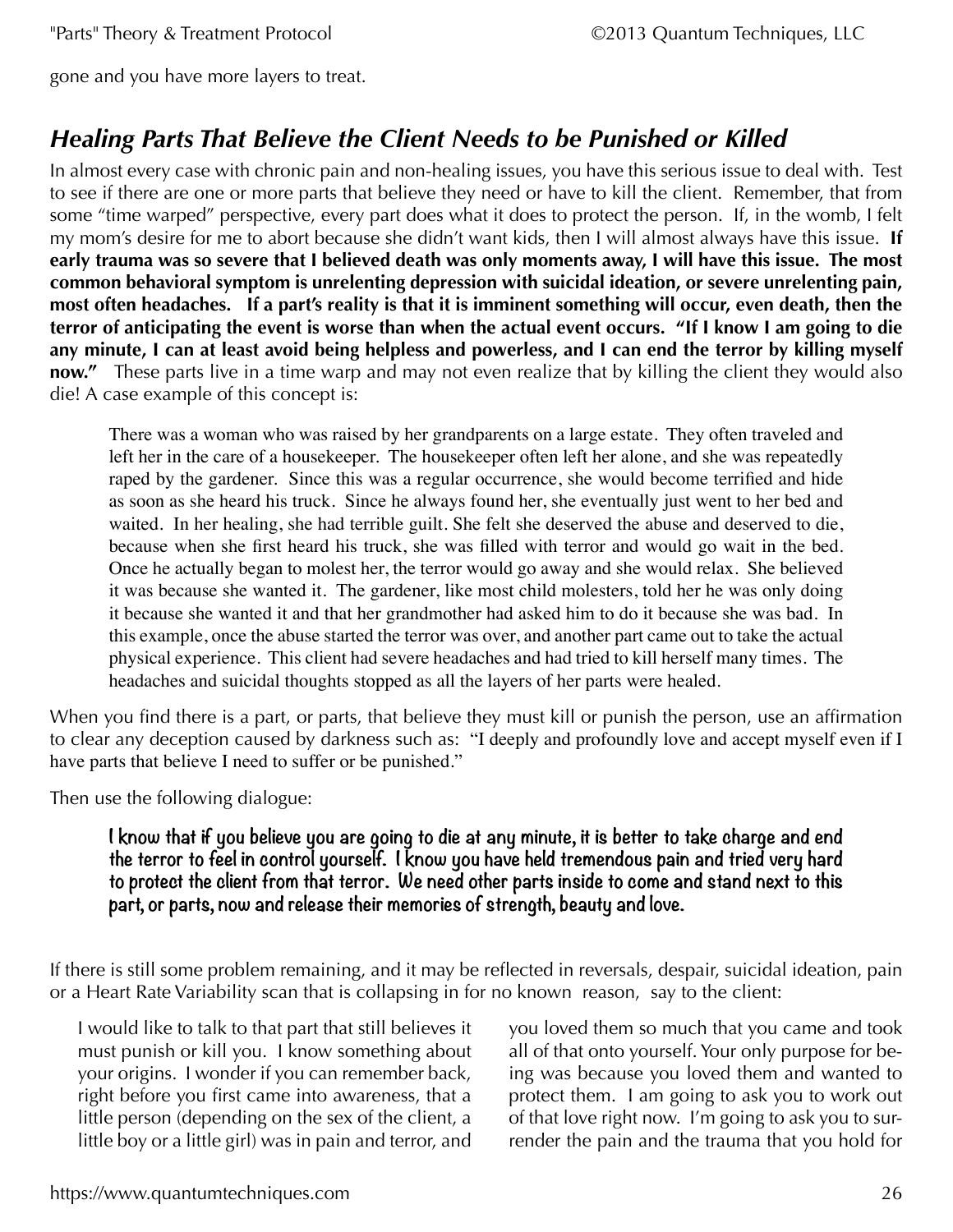gone and you have more layers to treat.

## *Healing Parts That Believe the Client Needs to be Punished or Killed*

In almost every case with chronic pain and non-healing issues, you have this serious issue to deal with. Test to see if there are one or more parts that believe they need or have to kill the client. Remember, that from some "time warped" perspective, every part does what it does to protect the person. If, in the womb, I felt my mom's desire for me to abort because she didn't want kids, then I will almost always have this issue. **If early trauma was so severe that I believed death was only moments away, I will have this issue. The most common behavioral symptom is unrelenting depression with suicidal ideation, or severe unrelenting pain, most often headaches. If a part's reality is that it is imminent something will occur, even death, then the terror of anticipating the event is worse than when the actual event occurs. "If I know I am going to die any minute, I can at least avoid being helpless and powerless, and I can end the terror by killing myself now."** These parts live in a time warp and may not even realize that by killing the client they would also die! A case example of this concept is:

> There was a woman who was raised by her grandparents on a large estate. They often traveled and left her in the care of a housekeeper. The housekeeper often left her alone, and she was repeatedly raped by the gardener. Since this was a regular occurrence, she would become terrified and hide as soon as she heard his truck. Since he always found her, she eventually just went to her bed and waited. In her healing, she had terrible guilt. She felt she deserved the abuse and deserved to die, because when she first heard his truck, she was filled with terror and would go wait in the bed. Once he actually began to molest her, the terror would go away and she would relax. She believed it was because she wanted it. The gardener, like most child molesters, told her he was only doing it because she wanted it and that her grandmother had asked him to do it because she was bad. In this example, once the abuse started the terror was over, and another part came out to take the actual physical experience. This client had severe headaches and had tried to kill herself many times. The headaches and suicidal thoughts stopped as all the layers of her parts were healed.

When you find there is a part, or parts, that believe they must kill or punish the person, use an affirmation to clear any deception caused by darkness such as: "I deeply and profoundly love and accept myself even if I have parts that believe I need to suffer or be punished."

Then use the following dialogue:

> **I know that if you believe you are going to die at any minute, it is better to take charge and end the terror to feel in control yourself. I know you have held tremendous pain and tried very hard to protect the client from that terror. We need other parts inside to come and stand next to this part, or parts, now and release their memories of strength, beauty and love.**

If there is still some problem remaining, and it may be reflected in reversals, despair, suicidal ideation, pain or a Heart Rate Variability scan that is collapsing in for no known reason, say to the client:

> I would like to talk to that part that still believes it must punish or kill you. I know something about your origins. I wonder if you can remember back, right before you first came into awareness, that a little person (depending on the sex of the client, a little boy or a little girl) was in pain and terror, and you loved them so much that you came and took all of that onto yourself. Your only purpose for being was because you loved them and wanted to protect them. I am going to ask you to work out of that love right now. I'm going to ask you to surrender the pain and the trauma that you hold for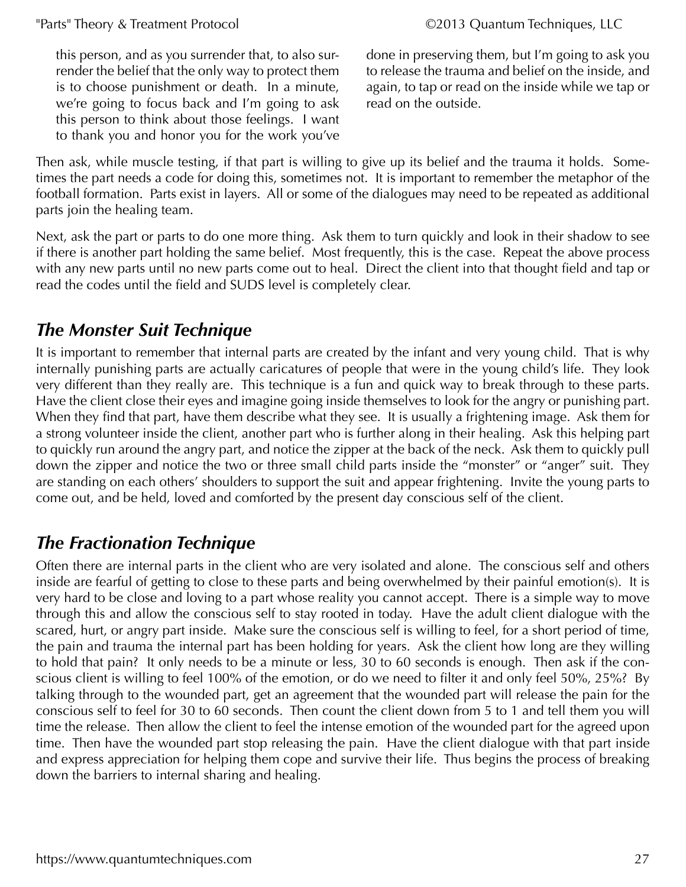this person, and as you surrender that, to also surrender the belief that the only way to protect them is to choose punishment or death. In a minute, we're going to focus back and I'm going to ask this person to think about those feelings. I want to thank you and honor you for the work you've done in preserving them, but I'm going to ask you to release the trauma and belief on the inside, and again, to tap or read on the inside while we tap or read on the outside.

Then ask, while muscle testing, if that part is willing to give up its belief and the trauma it holds. Sometimes the part needs a code for doing this, sometimes not. It is important to remember the metaphor of the football formation. Parts exist in layers. All or some of the dialogues may need to be repeated as additional parts join the healing team.

Next, ask the part or parts to do one more thing. Ask them to turn quickly and look in their shadow to see if there is another part holding the same belief. Most frequently, this is the case. Repeat the above process with any new parts until no new parts come out to heal. Direct the client into that thought field and tap or read the codes until the field and SUDS level is completely clear.

## *The Monster Suit Technique*

It is important to remember that internal parts are created by the infant and very young child. That is why internally punishing parts are actually caricatures of people that were in the young child's life. They look very different than they really are. This technique is a fun and quick way to break through to these parts. Have the client close their eyes and imagine going inside themselves to look for the angry or punishing part. When they find that part, have them describe what they see. It is usually a frightening image. Ask them for a strong volunteer inside the client, another part who is further along in their healing. Ask this helping part to quickly run around the angry part, and notice the zipper at the back of the neck. Ask them to quickly pull down the zipper and notice the two or three small child parts inside the "monster" or "anger" suit. They are standing on each others' shoulders to support the suit and appear frightening. Invite the young parts to come out, and be held, loved and comforted by the present day conscious self of the client.

## *The Fractionation Technique*

Often there are internal parts in the client who are very isolated and alone. The conscious self and others inside are fearful of getting to close to these parts and being overwhelmed by their painful emotion(s). It is very hard to be close and loving to a part whose reality you cannot accept. There is a simple way to move through this and allow the conscious self to stay rooted in today. Have the adult client dialogue with the scared, hurt, or angry part inside. Make sure the conscious self is willing to feel, for a short period of time, the pain and trauma the internal part has been holding for years. Ask the client how long are they willing to hold that pain? It only needs to be a minute or less, 30 to 60 seconds is enough. Then ask if the conscious client is willing to feel 100% of the emotion, or do we need to filter it and only feel 50%, 25%? By talking through to the wounded part, get an agreement that the wounded part will release the pain for the conscious self to feel for 30 to 60 seconds. Then count the client down from 5 to 1 and tell them you will time the release. Then allow the client to feel the intense emotion of the wounded part for the agreed upon time. Then have the wounded part stop releasing the pain. Have the client dialogue with that part inside and express appreciation for helping them cope and survive their life. Thus begins the process of breaking down the barriers to internal sharing and healing.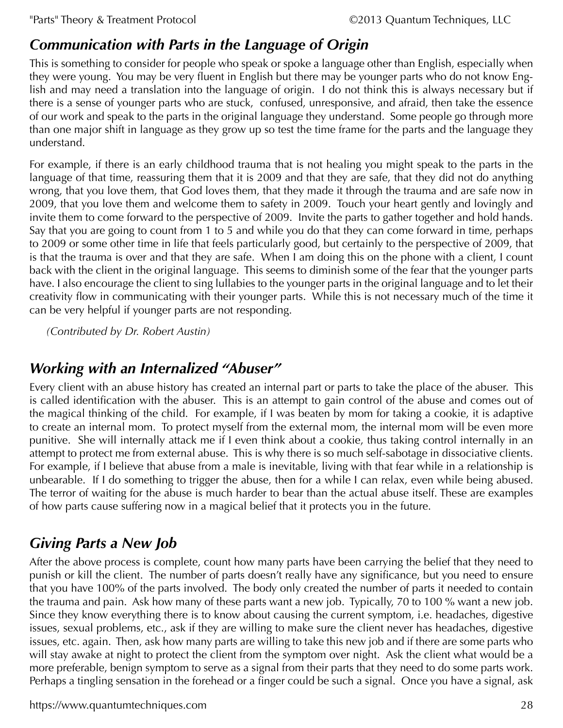## *Communication with Parts in the Language of Origin*

This is something to consider for people who speak or spoke a language other than English, especially when they were young. You may be very fluent in English but there may be younger parts who do not know English and may need a translation into the language of origin. I do not think this is always necessary but if there is a sense of younger parts who are stuck, confused, unresponsive, and afraid, then take the essence of our work and speak to the parts in the original language they understand. Some people go through more than one major shift in language as they grow up so test the time frame for the parts and the language they understand.

For example, if there is an early childhood trauma that is not healing you might speak to the parts in the language of that time, reassuring them that it is 2009 and that they are safe, that they did not do anything wrong, that you love them, that God loves them, that they made it through the trauma and are safe now in 2009, that you love them and welcome them to safety in 2009. Touch your heart gently and lovingly and invite them to come forward to the perspective of 2009. Invite the parts to gather together and hold hands. Say that you are going to count from 1 to 5 and while you do that they can come forward in time, perhaps to 2009 or some other time in life that feels particularly good, but certainly to the perspective of 2009, that is that the trauma is over and that they are safe. When I am doing this on the phone with a client, I count back with the client in the original language. This seems to diminish some of the fear that the younger parts have. I also encourage the client to sing lullabies to the younger parts in the original language and to let their creativity flow in communicating with their younger parts. While this is not necessary much of the time it can be very helpful if younger parts are not responding.

*(Contributed by Dr. Robert Austin)*

## *Working with an Internalized "Abuser"*

Every client with an abuse history has created an internal part or parts to take the place of the abuser. This is called identification with the abuser. This is an attempt to gain control of the abuse and comes out of the magical thinking of the child. For example, if I was beaten by mom for taking a cookie, it is adaptive to create an internal mom. To protect myself from the external mom, the internal mom will be even more punitive. She will internally attack me if I even think about a cookie, thus taking control internally in an attempt to protect me from external abuse. This is why there is so much self-sabotage in dissociative clients. For example, if I believe that abuse from a male is inevitable, living with that fear while in a relationship is unbearable. If I do something to trigger the abuse, then for a while I can relax, even while being abused. The terror of waiting for the abuse is much harder to bear than the actual abuse itself. These are examples of how parts cause suffering now in a magical belief that it protects you in the future.

## *Giving Parts a New Job*

After the above process is complete, count how many parts have been carrying the belief that they need to punish or kill the client. The number of parts doesn't really have any significance, but you need to ensure that you have 100% of the parts involved. The body only created the number of parts it needed to contain the trauma and pain. Ask how many of these parts want a new job. Typically, 70 to 100 % want a new job. Since they know everything there is to know about causing the current symptom, i.e. headaches, digestive issues, sexual problems, etc., ask if they are willing to make sure the client never has headaches, digestive issues, etc. again. Then, ask how many parts are willing to take this new job and if there are some parts who will stay awake at night to protect the client from the symptom over night. Ask the client what would be a more preferable, benign symptom to serve as a signal from their parts that they need to do some parts work. Perhaps a tingling sensation in the forehead or a finger could be such a signal. Once you have a signal, ask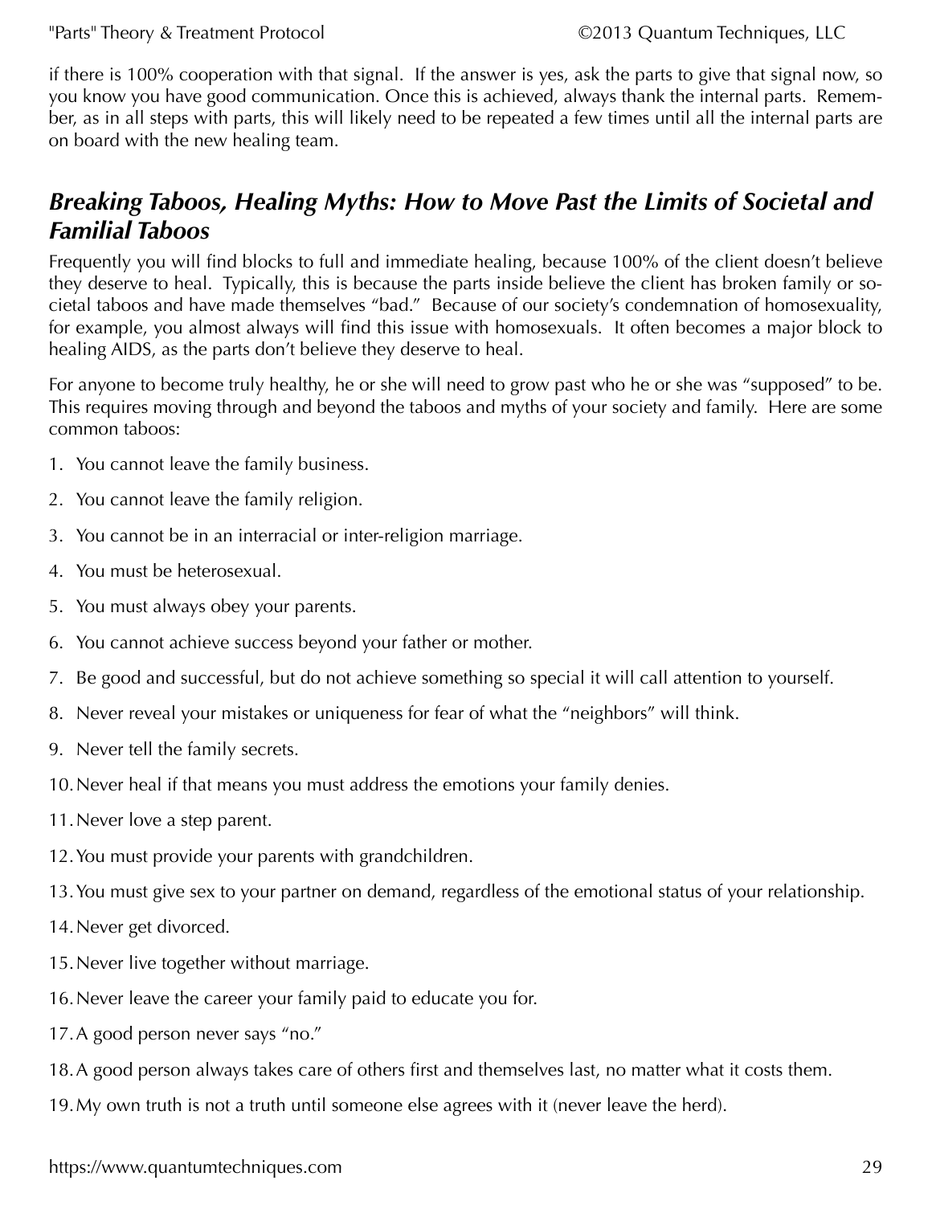if there is 100% cooperation with that signal. If the answer is yes, ask the parts to give that signal now, so you know you have good communication. Once this is achieved, always thank the internal parts. Remember, as in all steps with parts, this will likely need to be repeated a few times until all the internal parts are on board with the new healing team.

## *Breaking Taboos, Healing Myths: How to Move Past the Limits of Societal and Familial Taboos*

Frequently you will find blocks to full and immediate healing, because 100% of the client doesn't believe they deserve to heal. Typically, this is because the parts inside believe the client has broken family or societal taboos and have made themselves "bad." Because of our society's condemnation of homosexuality, for example, you almost always will find this issue with homosexuals. It often becomes a major block to healing AIDS, as the parts don't believe they deserve to heal.

For anyone to become truly healthy, he or she will need to grow past who he or she was "supposed" to be. This requires moving through and beyond the taboos and myths of your society and family. Here are some common taboos:

1. You cannot leave the family business.
2. You cannot leave the family religion.
3. You cannot be in an interracial or inter-religion marriage.
4. You must be heterosexual.
5. You must always obey your parents.
6. You cannot achieve success beyond your father or mother.
7. Be good and successful, but do not achieve something so special it will call attention to yourself.
8. Never reveal your mistakes or uniqueness for fear of what the "neighbors" will think.
9. Never tell the family secrets.
10. Never heal if that means you must address the emotions your family denies.
11. Never love a step parent.
12. You must provide your parents with grandchildren.
13. You must give sex to your partner on demand, regardless of the emotional status of your relationship.
14. Never get divorced.
15. Never live together without marriage.
16. Never leave the career your family paid to educate you for.
17. A good person never says "no."
18. A good person always takes care of others first and themselves last, no matter what it costs them.
19. My own truth is not a truth until someone else agrees with it (never leave the herd).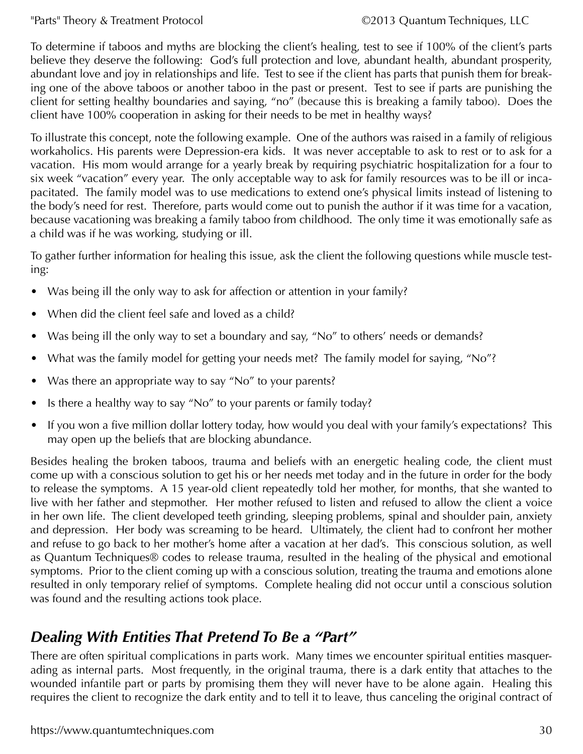To determine if taboos and myths are blocking the client's healing, test to see if 100% of the client's parts believe they deserve the following: God's full protection and love, abundant health, abundant prosperity, abundant love and joy in relationships and life. Test to see if the client has parts that punish them for breaking one of the above taboos or another taboo in the past or present. Test to see if parts are punishing the client for setting healthy boundaries and saying, "no" (because this is breaking a family taboo). Does the client have 100% cooperation in asking for their needs to be met in healthy ways?

To illustrate this concept, note the following example. One of the authors was raised in a family of religious workaholics. His parents were Depression-era kids. It was never acceptable to ask to rest or to ask for a vacation. His mom would arrange for a yearly break by requiring psychiatric hospitalization for a four to six week "vacation" every year. The only acceptable way to ask for family resources was to be ill or incapacitated. The family model was to use medications to extend one's physical limits instead of listening to the body's need for rest. Therefore, parts would come out to punish the author if it was time for a vacation, because vacationing was breaking a family taboo from childhood. The only time it was emotionally safe as a child was if he was working, studying or ill.

To gather further information for healing this issue, ask the client the following questions while muscle testing:

- Was being ill the only way to ask for affection or attention in your family?
- When did the client feel safe and loved as a child?
- Was being ill the only way to set a boundary and say, "No" to others' needs or demands?
- What was the family model for getting your needs met? The family model for saying, "No"?
- Was there an appropriate way to say "No" to your parents?
- Is there a healthy way to say "No" to your parents or family today?
- If you won a five million dollar lottery today, how would you deal with your family's expectations? This may open up the beliefs that are blocking abundance.

Besides healing the broken taboos, trauma and beliefs with an energetic healing code, the client must come up with a conscious solution to get his or her needs met today and in the future in order for the body to release the symptoms. A 15 year-old client repeatedly told her mother, for months, that she wanted to live with her father and stepmother. Her mother refused to listen and refused to allow the client a voice in her own life. The client developed teeth grinding, sleeping problems, spinal and shoulder pain, anxiety and depression. Her body was screaming to be heard. Ultimately, the client had to confront her mother and refuse to go back to her mother's home after a vacation at her dad's. This conscious solution, as well as Quantum Techniques® codes to release trauma, resulted in the healing of the physical and emotional symptoms. Prior to the client coming up with a conscious solution, treating the trauma and emotions alone resulted in only temporary relief of symptoms. Complete healing did not occur until a conscious solution was found and the resulting actions took place.

## *Dealing With Entities That Pretend To Be a "Part"*

There are often spiritual complications in parts work. Many times we encounter spiritual entities masquerading as internal parts. Most frequently, in the original trauma, there is a dark entity that attaches to the wounded infantile part or parts by promising them they will never have to be alone again. Healing this requires the client to recognize the dark entity and to tell it to leave, thus canceling the original contract of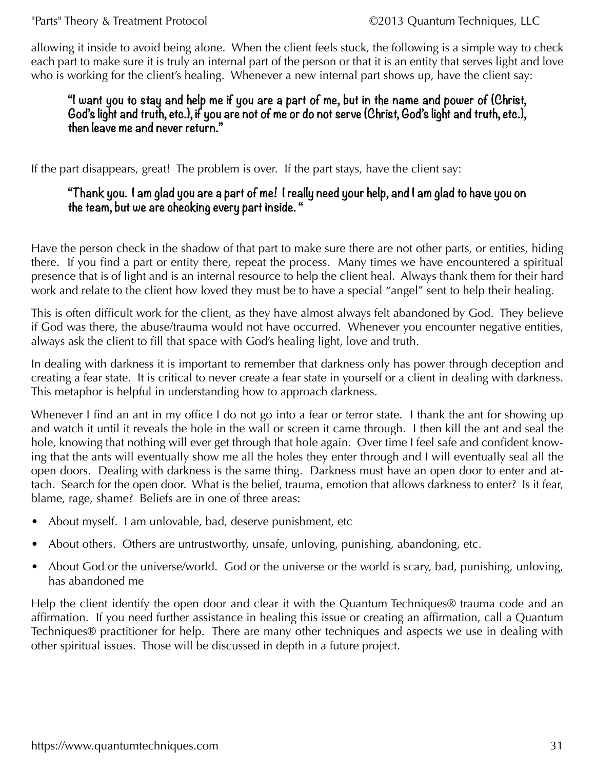allowing it inside to avoid being alone. When the client feels stuck, the following is a simple way to check each part to make sure it is truly an internal part of the person or that it is an entity that serves light and love who is working for the client's healing. Whenever a new internal part shows up, have the client say:

> **"I want you to stay and help me if you are a part of me, but in the name and power of (Christ, God's light and truth, etc.), if you are not of me or do not serve (Christ, God's light and truth, etc.), then leave me and never return."**

If the part disappears, great! The problem is over. If the part stays, have the client say:

> **"Thank you. I am glad you are a part of me! I really need your help, and I am glad to have you on the team, but we are checking every part inside. "**

Have the person check in the shadow of that part to make sure there are not other parts, or entities, hiding there. If you find a part or entity there, repeat the process. Many times we have encountered a spiritual presence that is of light and is an internal resource to help the client heal. Always thank them for their hard work and relate to the client how loved they must be to have a special "angel" sent to help their healing.

This is often difficult work for the client, as they have almost always felt abandoned by God. They believe if God was there, the abuse/trauma would not have occurred. Whenever you encounter negative entities, always ask the client to fill that space with God's healing light, love and truth.

In dealing with darkness it is important to remember that darkness only has power through deception and creating a fear state. It is critical to never create a fear state in yourself or a client in dealing with darkness. This metaphor is helpful in understanding how to approach darkness.

Whenever I find an ant in my office I do not go into a fear or terror state. I thank the ant for showing up and watch it until it reveals the hole in the wall or screen it came through. I then kill the ant and seal the hole, knowing that nothing will ever get through that hole again. Over time I feel safe and confident knowing that the ants will eventually show me all the holes they enter through and I will eventually seal all the open doors. Dealing with darkness is the same thing. Darkness must have an open door to enter and attach. Search for the open door. What is the belief, trauma, emotion that allows darkness to enter? Is it fear, blame, rage, shame? Beliefs are in one of three areas:

- About myself. I am unlovable, bad, deserve punishment, etc
- About others. Others are untrustworthy, unsafe, unloving, punishing, abandoning, etc.
- About God or the universe/world. God or the universe or the world is scary, bad, punishing, unloving, has abandoned me

Help the client identify the open door and clear it with the Quantum Techniques® trauma code and an affirmation. If you need further assistance in healing this issue or creating an affirmation, call a Quantum Techniques® practitioner for help. There are many other techniques and aspects we use in dealing with other spiritual issues. Those will be discussed in depth in a future project.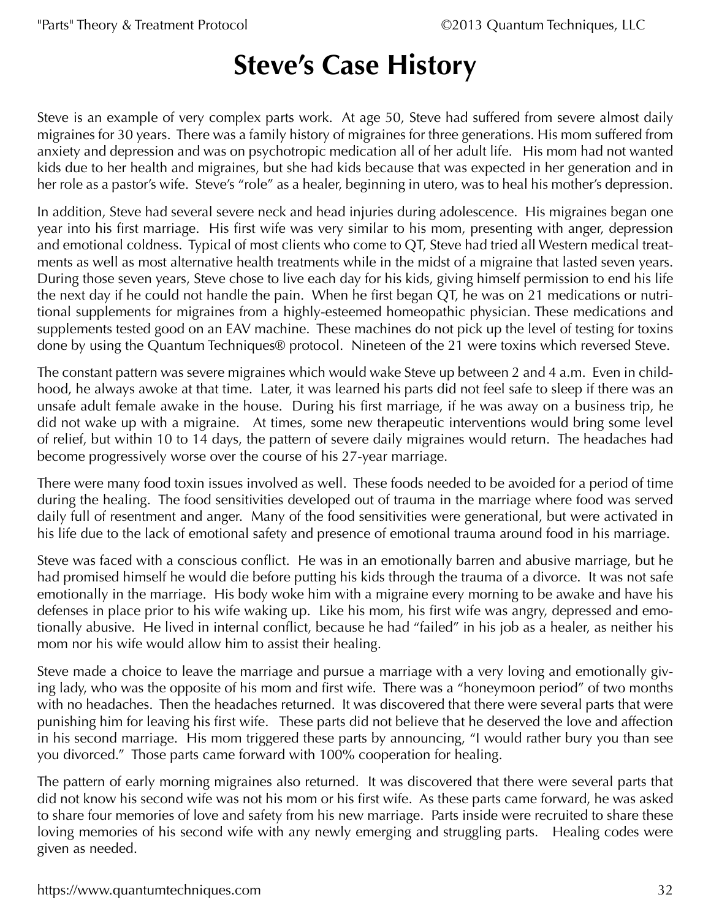# Steve's Case History

Steve is an example of very complex parts work. At age 50, Steve had suffered from severe almost daily migraines for 30 years. There was a family history of migraines for three generations. His mom suffered from anxiety and depression and was on psychotropic medication all of her adult life. His mom had not wanted kids due to her health and migraines, but she had kids because that was expected in her generation and in her role as a pastor's wife. Steve's "role" as a healer, beginning in utero, was to heal his mother's depression.

In addition, Steve had several severe neck and head injuries during adolescence. His migraines began one year into his first marriage. His first wife was very similar to his mom, presenting with anger, depression and emotional coldness. Typical of most clients who come to QT, Steve had tried all Western medical treatments as well as most alternative health treatments while in the midst of a migraine that lasted seven years. During those seven years, Steve chose to live each day for his kids, giving himself permission to end his life the next day if he could not handle the pain. When he first began QT, he was on 21 medications or nutritional supplements for migraines from a highly-esteemed homeopathic physician. These medications and supplements tested good on an EAV machine. These machines do not pick up the level of testing for toxins done by using the Quantum Techniques® protocol. Nineteen of the 21 were toxins which reversed Steve.

The constant pattern was severe migraines which would wake Steve up between 2 and 4 a.m. Even in childhood, he always awoke at that time. Later, it was learned his parts did not feel safe to sleep if there was an unsafe adult female awake in the house. During his first marriage, if he was away on a business trip, he did not wake up with a migraine. At times, some new therapeutic interventions would bring some level of relief, but within 10 to 14 days, the pattern of severe daily migraines would return. The headaches had become progressively worse over the course of his 27-year marriage.

There were many food toxin issues involved as well. These foods needed to be avoided for a period of time during the healing. The food sensitivities developed out of trauma in the marriage where food was served daily full of resentment and anger. Many of the food sensitivities were generational, but were activated in his life due to the lack of emotional safety and presence of emotional trauma around food in his marriage.

Steve was faced with a conscious conflict. He was in an emotionally barren and abusive marriage, but he had promised himself he would die before putting his kids through the trauma of a divorce. It was not safe emotionally in the marriage. His body woke him with a migraine every morning to be awake and have his defenses in place prior to his wife waking up. Like his mom, his first wife was angry, depressed and emotionally abusive. He lived in internal conflict, because he had "failed" in his job as a healer, as neither his mom nor his wife would allow him to assist their healing.

Steve made a choice to leave the marriage and pursue a marriage with a very loving and emotionally giving lady, who was the opposite of his mom and first wife. There was a "honeymoon period" of two months with no headaches. Then the headaches returned. It was discovered that there were several parts that were punishing him for leaving his first wife. These parts did not believe that he deserved the love and affection in his second marriage. His mom triggered these parts by announcing, "I would rather bury you than see you divorced." Those parts came forward with 100% cooperation for healing.

The pattern of early morning migraines also returned. It was discovered that there were several parts that did not know his second wife was not his mom or his first wife. As these parts came forward, he was asked to share four memories of love and safety from his new marriage. Parts inside were recruited to share these loving memories of his second wife with any newly emerging and struggling parts. Healing codes were given as needed.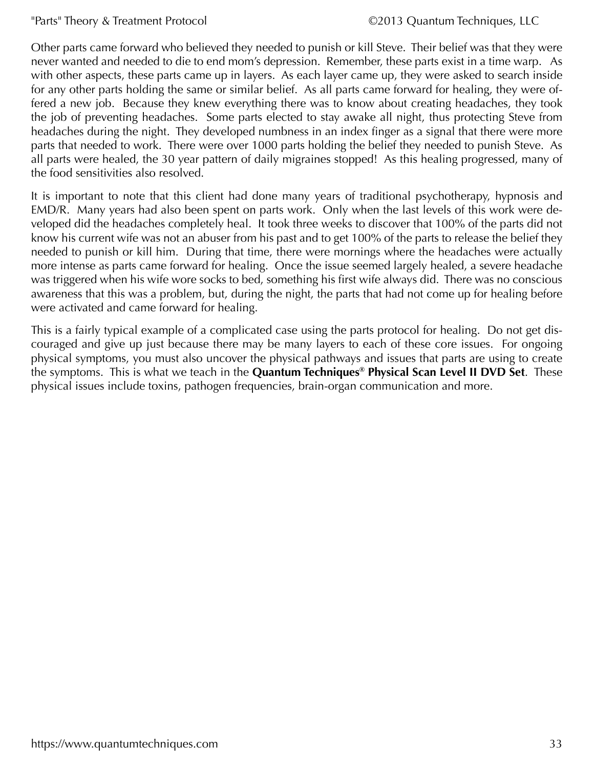Other parts came forward who believed they needed to punish or kill Steve. Their belief was that they were never wanted and needed to die to end mom's depression. Remember, these parts exist in a time warp. As with other aspects, these parts came up in layers. As each layer came up, they were asked to search inside for any other parts holding the same or similar belief. As all parts came forward for healing, they were offered a new job. Because they knew everything there was to know about creating headaches, they took the job of preventing headaches. Some parts elected to stay awake all night, thus protecting Steve from headaches during the night. They developed numbness in an index finger as a signal that there were more parts that needed to work. There were over 1000 parts holding the belief they needed to punish Steve. As all parts were healed, the 30 year pattern of daily migraines stopped! As this healing progressed, many of the food sensitivities also resolved.

It is important to note that this client had done many years of traditional psychotherapy, hypnosis and EMD/R. Many years had also been spent on parts work. Only when the last levels of this work were developed did the headaches completely heal. It took three weeks to discover that 100% of the parts did not know his current wife was not an abuser from his past and to get 100% of the parts to release the belief they needed to punish or kill him. During that time, there were mornings where the headaches were actually more intense as parts came forward for healing. Once the issue seemed largely healed, a severe headache was triggered when his wife wore socks to bed, something his first wife always did. There was no conscious awareness that this was a problem, but, during the night, the parts that had not come up for healing before were activated and came forward for healing.

This is a fairly typical example of a complicated case using the parts protocol for healing. Do not get discouraged and give up just because there may be many layers to each of these core issues. For ongoing physical symptoms, you must also uncover the physical pathways and issues that parts are using to create the symptoms. This is what we teach in the **Quantum Techniques® Physical Scan Level II DVD Set**. These physical issues include toxins, pathogen frequencies, brain-organ communication and more.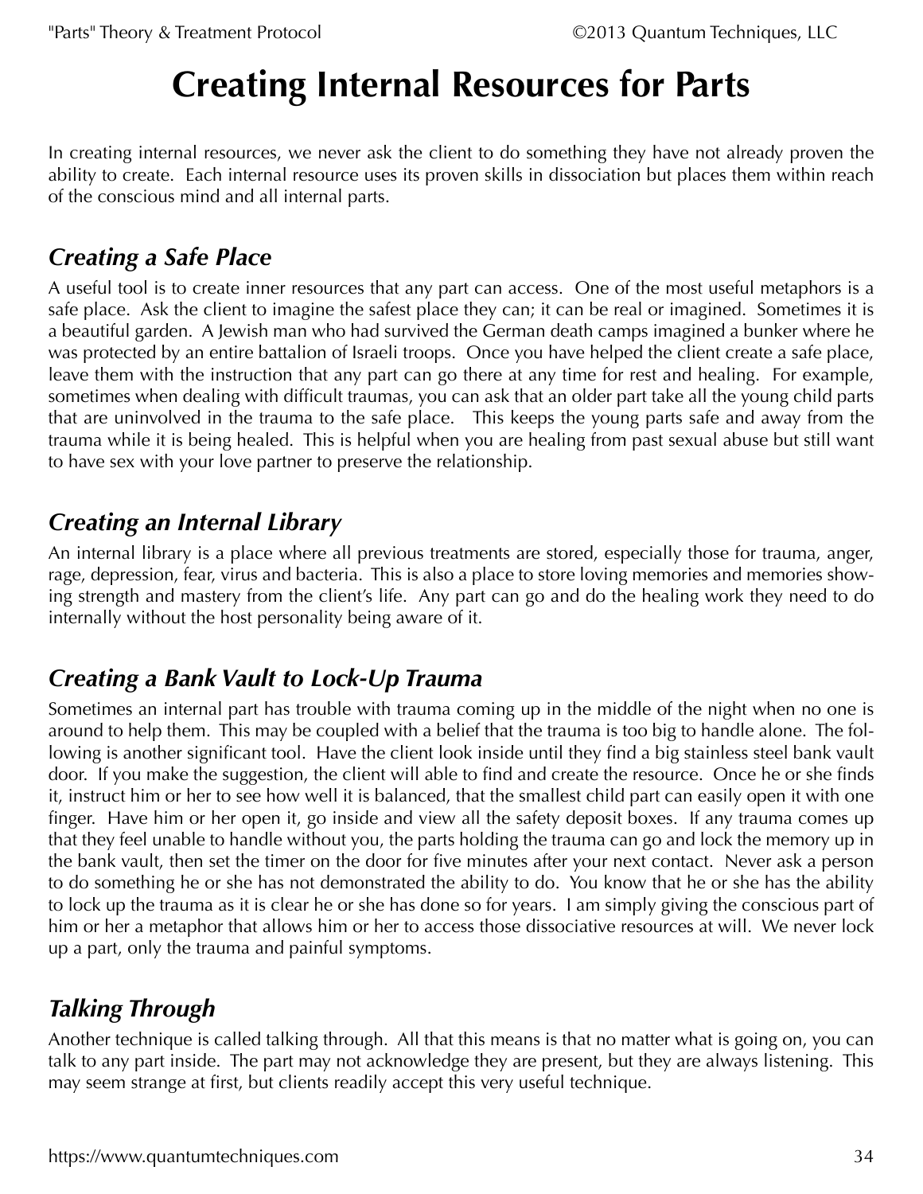# Creating Internal Resources for Parts

In creating internal resources, we never ask the client to do something they have not already proven the ability to create. Each internal resource uses its proven skills in dissociation but places them within reach of the conscious mind and all internal parts.

## *Creating a Safe Place*

A useful tool is to create inner resources that any part can access. One of the most useful metaphors is a safe place. Ask the client to imagine the safest place they can; it can be real or imagined. Sometimes it is a beautiful garden. A Jewish man who had survived the German death camps imagined a bunker where he was protected by an entire battalion of Israeli troops. Once you have helped the client create a safe place, leave them with the instruction that any part can go there at any time for rest and healing. For example, sometimes when dealing with difficult traumas, you can ask that an older part take all the young child parts that are uninvolved in the trauma to the safe place. This keeps the young parts safe and away from the trauma while it is being healed. This is helpful when you are healing from past sexual abuse but still want to have sex with your love partner to preserve the relationship.

## *Creating an Internal Library*

An internal library is a place where all previous treatments are stored, especially those for trauma, anger, rage, depression, fear, virus and bacteria. This is also a place to store loving memories and memories showing strength and mastery from the client's life. Any part can go and do the healing work they need to do internally without the host personality being aware of it.

## *Creating a Bank Vault to Lock-Up Trauma*

Sometimes an internal part has trouble with trauma coming up in the middle of the night when no one is around to help them. This may be coupled with a belief that the trauma is too big to handle alone. The following is another significant tool. Have the client look inside until they find a big stainless steel bank vault door. If you make the suggestion, the client will able to find and create the resource. Once he or she finds it, instruct him or her to see how well it is balanced, that the smallest child part can easily open it with one finger. Have him or her open it, go inside and view all the safety deposit boxes. If any trauma comes up that they feel unable to handle without you, the parts holding the trauma can go and lock the memory up in the bank vault, then set the timer on the door for five minutes after your next contact. Never ask a person to do something he or she has not demonstrated the ability to do. You know that he or she has the ability to lock up the trauma as it is clear he or she has done so for years. I am simply giving the conscious part of him or her a metaphor that allows him or her to access those dissociative resources at will. We never lock up a part, only the trauma and painful symptoms.

## *Talking Through*

Another technique is called talking through. All that this means is that no matter what is going on, you can talk to any part inside. The part may not acknowledge they are present, but they are always listening. This may seem strange at first, but clients readily accept this very useful technique.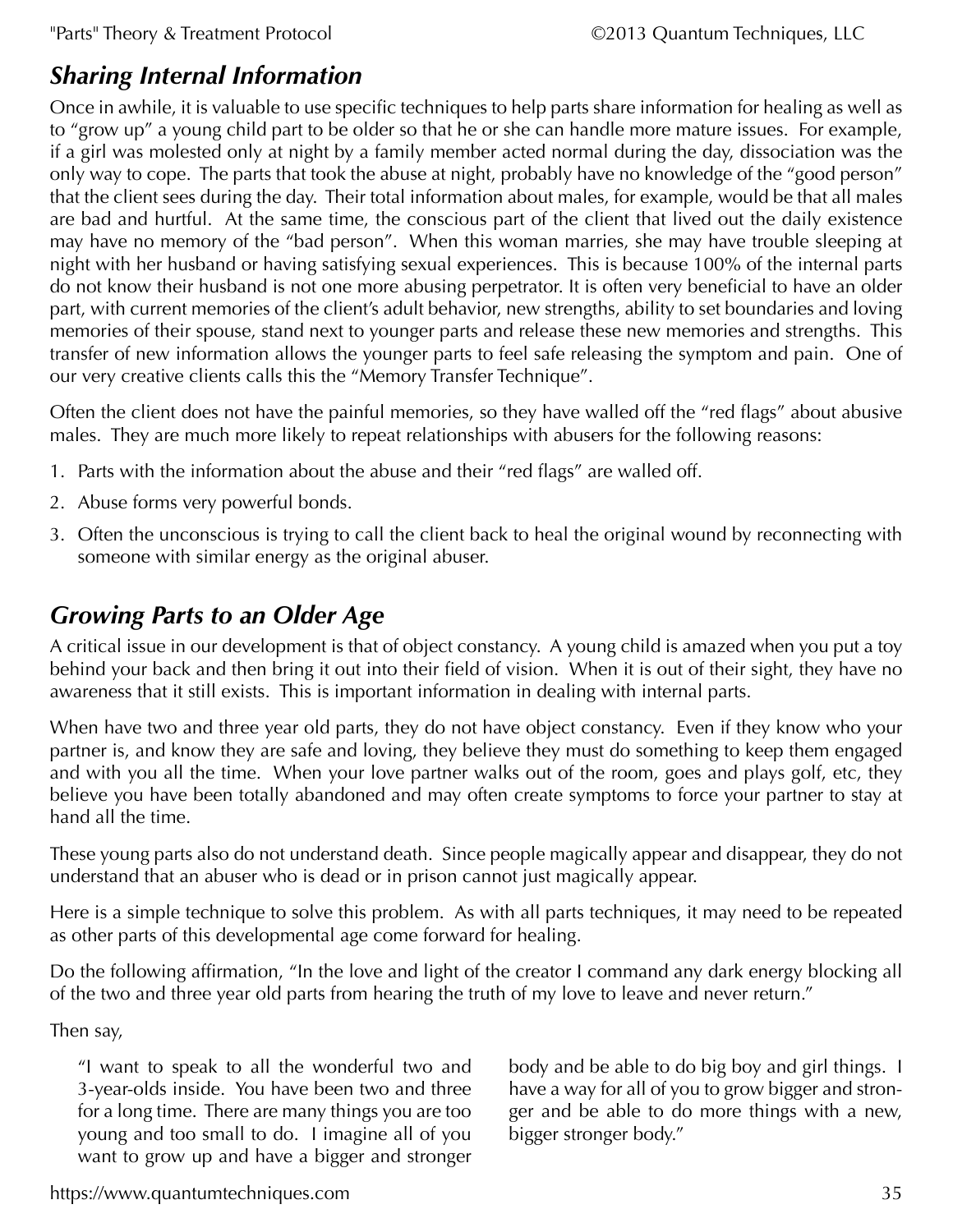## *Sharing Internal Information*

Once in awhile, it is valuable to use specific techniques to help parts share information for healing as well as to "grow up" a young child part to be older so that he or she can handle more mature issues. For example, if a girl was molested only at night by a family member acted normal during the day, dissociation was the only way to cope. The parts that took the abuse at night, probably have no knowledge of the "good person" that the client sees during the day. Their total information about males, for example, would be that all males are bad and hurtful. At the same time, the conscious part of the client that lived out the daily existence may have no memory of the "bad person". When this woman marries, she may have trouble sleeping at night with her husband or having satisfying sexual experiences. This is because 100% of the internal parts do not know their husband is not one more abusing perpetrator. It is often very beneficial to have an older part, with current memories of the client's adult behavior, new strengths, ability to set boundaries and loving memories of their spouse, stand next to younger parts and release these new memories and strengths. This transfer of new information allows the younger parts to feel safe releasing the symptom and pain. One of our very creative clients calls this the "Memory Transfer Technique".

Often the client does not have the painful memories, so they have walled off the "red flags" about abusive males. They are much more likely to repeat relationships with abusers for the following reasons:

1. Parts with the information about the abuse and their "red flags" are walled off.
2. Abuse forms very powerful bonds.
3. Often the unconscious is trying to call the client back to heal the original wound by reconnecting with someone with similar energy as the original abuser.

## *Growing Parts to an Older Age*

A critical issue in our development is that of object constancy. A young child is amazed when you put a toy behind your back and then bring it out into their field of vision. When it is out of their sight, they have no awareness that it still exists. This is important information in dealing with internal parts.

When have two and three year old parts, they do not have object constancy. Even if they know who your partner is, and know they are safe and loving, they believe they must do something to keep them engaged and with you all the time. When your love partner walks out of the room, goes and plays golf, etc, they believe you have been totally abandoned and may often create symptoms to force your partner to stay at hand all the time.

These young parts also do not understand death. Since people magically appear and disappear, they do not understand that an abuser who is dead or in prison cannot just magically appear.

Here is a simple technique to solve this problem. As with all parts techniques, it may need to be repeated as other parts of this developmental age come forward for healing.

Do the following affirmation, "In the love and light of the creator I command any dark energy blocking all of the two and three year old parts from hearing the truth of my love to leave and never return."

Then say,

> "I want to speak to all the wonderful two and 3-year-olds inside. You have been two and three for a long time. There are many things you are too young and too small to do. I imagine all of you want to grow up and have a bigger and stronger body and be able to do big boy and girl things. I have a way for all of you to grow bigger and stronger and be able to do more things with a new, bigger stronger body."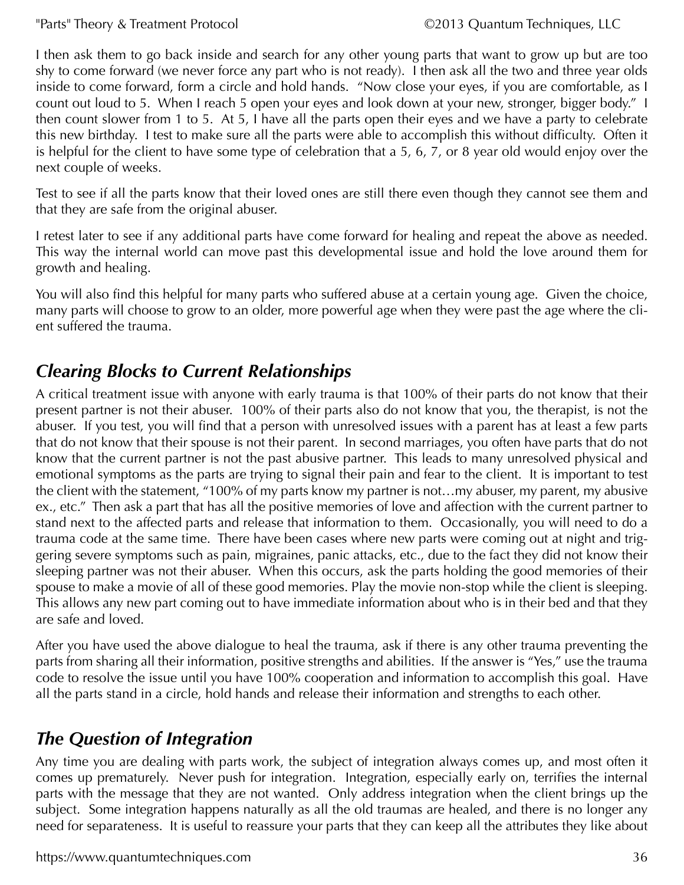I then ask them to go back inside and search for any other young parts that want to grow up but are too shy to come forward (we never force any part who is not ready). I then ask all the two and three year olds inside to come forward, form a circle and hold hands. "Now close your eyes, if you are comfortable, as I count out loud to 5. When I reach 5 open your eyes and look down at your new, stronger, bigger body." I then count slower from 1 to 5. At 5, I have all the parts open their eyes and we have a party to celebrate this new birthday. I test to make sure all the parts were able to accomplish this without difficulty. Often it is helpful for the client to have some type of celebration that a 5, 6, 7, or 8 year old would enjoy over the next couple of weeks.

Test to see if all the parts know that their loved ones are still there even though they cannot see them and that they are safe from the original abuser.

I retest later to see if any additional parts have come forward for healing and repeat the above as needed. This way the internal world can move past this developmental issue and hold the love around them for growth and healing.

You will also find this helpful for many parts who suffered abuse at a certain young age. Given the choice, many parts will choose to grow to an older, more powerful age when they were past the age where the client suffered the trauma.

## *Clearing Blocks to Current Relationships*

A critical treatment issue with anyone with early trauma is that 100% of their parts do not know that their present partner is not their abuser. 100% of their parts also do not know that you, the therapist, is not the abuser. If you test, you will find that a person with unresolved issues with a parent has at least a few parts that do not know that their spouse is not their parent. In second marriages, you often have parts that do not know that the current partner is not the past abusive partner. This leads to many unresolved physical and emotional symptoms as the parts are trying to signal their pain and fear to the client. It is important to test the client with the statement, "100% of my parts know my partner is not…my abuser, my parent, my abusive ex., etc." Then ask a part that has all the positive memories of love and affection with the current partner to stand next to the affected parts and release that information to them. Occasionally, you will need to do a trauma code at the same time. There have been cases where new parts were coming out at night and triggering severe symptoms such as pain, migraines, panic attacks, etc., due to the fact they did not know their sleeping partner was not their abuser. When this occurs, ask the parts holding the good memories of their spouse to make a movie of all of these good memories. Play the movie non-stop while the client is sleeping. This allows any new part coming out to have immediate information about who is in their bed and that they are safe and loved.

After you have used the above dialogue to heal the trauma, ask if there is any other trauma preventing the parts from sharing all their information, positive strengths and abilities. If the answer is "Yes," use the trauma code to resolve the issue until you have 100% cooperation and information to accomplish this goal. Have all the parts stand in a circle, hold hands and release their information and strengths to each other.

## *The Question of Integration*

Any time you are dealing with parts work, the subject of integration always comes up, and most often it comes up prematurely. Never push for integration. Integration, especially early on, terrifies the internal parts with the message that they are not wanted. Only address integration when the client brings up the subject. Some integration happens naturally as all the old traumas are healed, and there is no longer any need for separateness. It is useful to reassure your parts that they can keep all the attributes they like about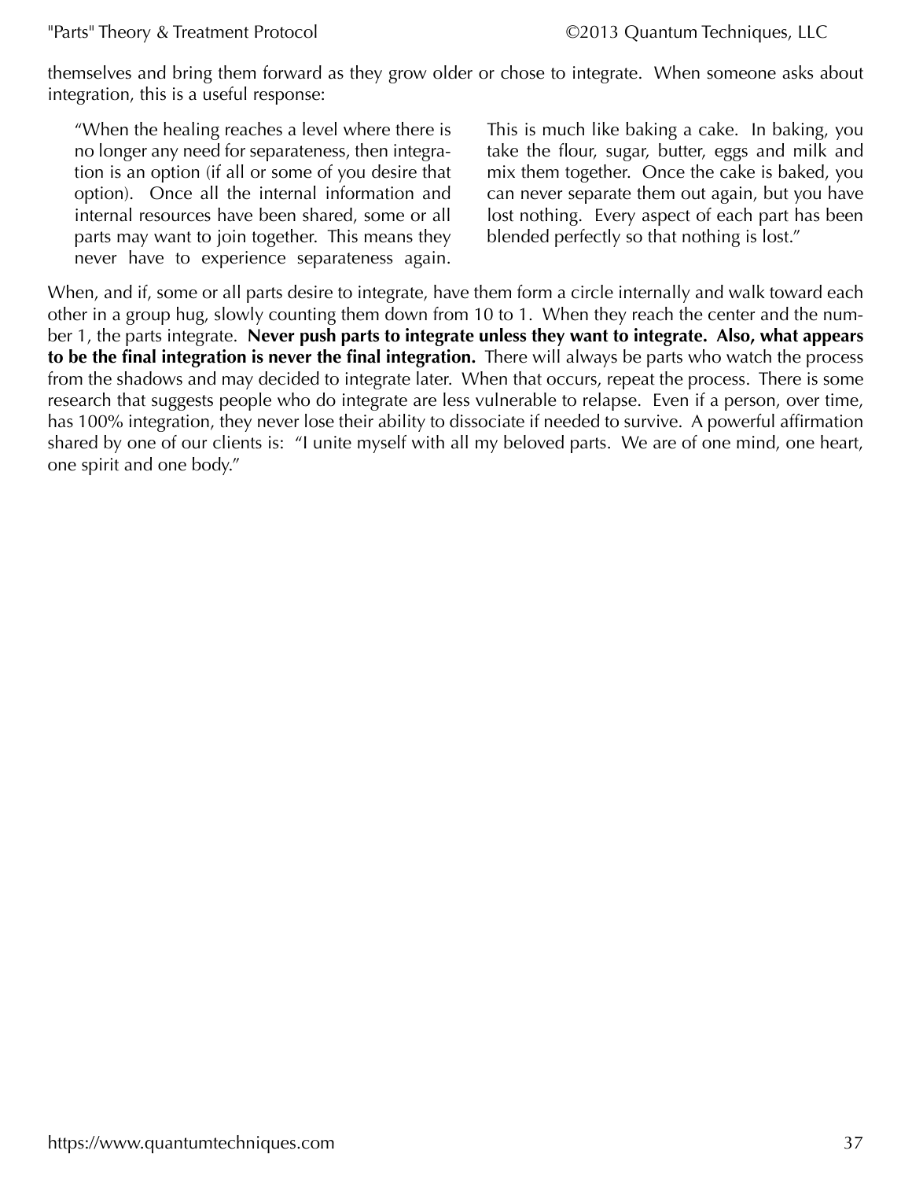themselves and bring them forward as they grow older or chose to integrate. When someone asks about integration, this is a useful response:

> "When the healing reaches a level where there is no longer any need for separateness, then integration is an option (if all or some of you desire that option). Once all the internal information and internal resources have been shared, some or all parts may want to join together. This means they never have to experience separateness again. This is much like baking a cake. In baking, you take the flour, sugar, butter, eggs and milk and mix them together. Once the cake is baked, you can never separate them out again, but you have lost nothing. Every aspect of each part has been blended perfectly so that nothing is lost."

When, and if, some or all parts desire to integrate, have them form a circle internally and walk toward each other in a group hug, slowly counting them down from 10 to 1. When they reach the center and the number 1, the parts integrate. **Never push parts to integrate unless they want to integrate. Also, what appears to be the final integration is never the final integration.** There will always be parts who watch the process from the shadows and may decided to integrate later. When that occurs, repeat the process. There is some research that suggests people who do integrate are less vulnerable to relapse. Even if a person, over time, has 100% integration, they never lose their ability to dissociate if needed to survive. A powerful affirmation shared by one of our clients is: "I unite myself with all my beloved parts. We are of one mind, one heart, one spirit and one body."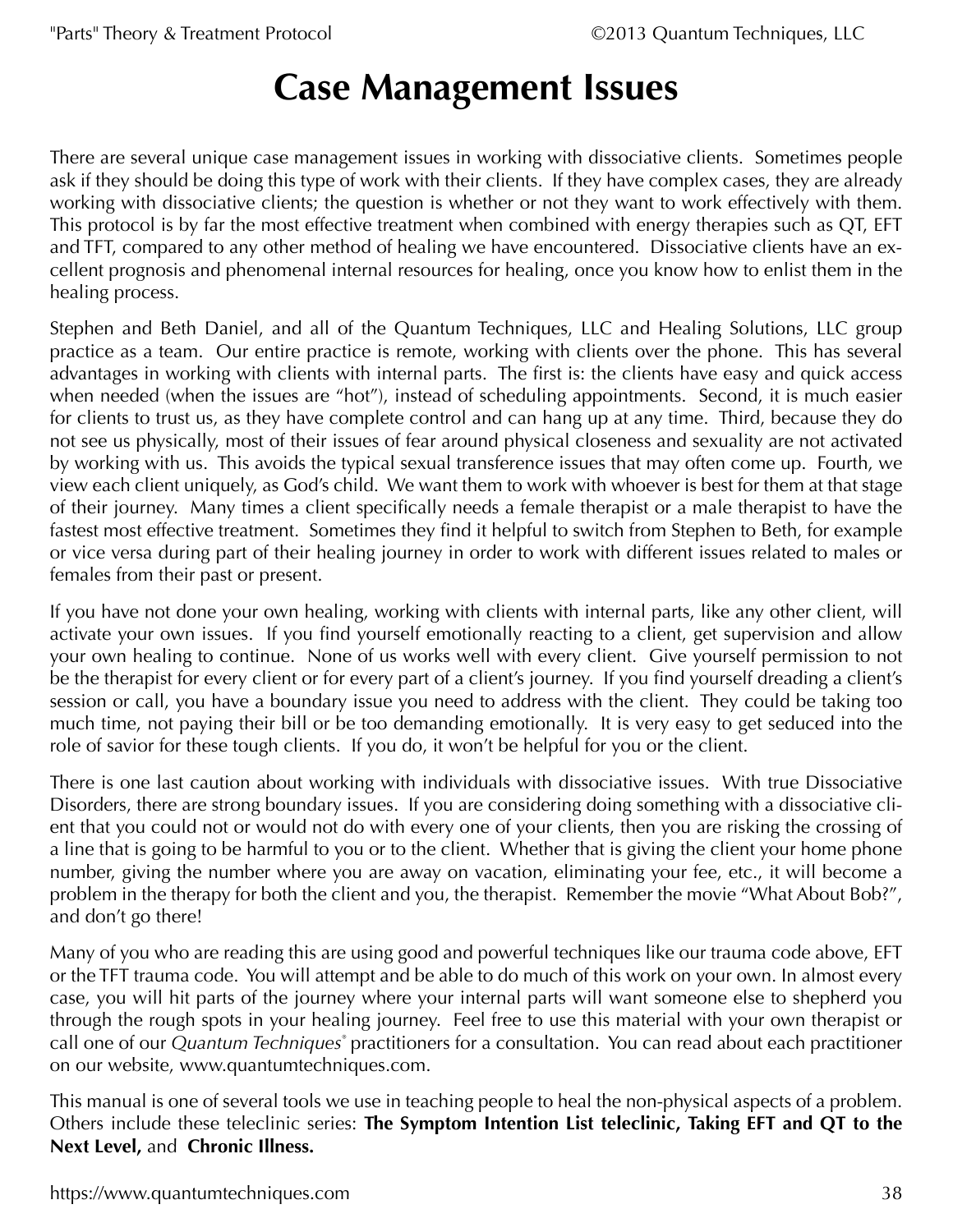# Case Management Issues

There are several unique case management issues in working with dissociative clients. Sometimes people ask if they should be doing this type of work with their clients. If they have complex cases, they are already working with dissociative clients; the question is whether or not they want to work effectively with them. This protocol is by far the most effective treatment when combined with energy therapies such as QT, EFT and TFT, compared to any other method of healing we have encountered. Dissociative clients have an excellent prognosis and phenomenal internal resources for healing, once you know how to enlist them in the healing process.

Stephen and Beth Daniel, and all of the Quantum Techniques, LLC and Healing Solutions, LLC group practice as a team. Our entire practice is remote, working with clients over the phone. This has several advantages in working with clients with internal parts. The first is: the clients have easy and quick access when needed (when the issues are "hot"), instead of scheduling appointments. Second, it is much easier for clients to trust us, as they have complete control and can hang up at any time. Third, because they do not see us physically, most of their issues of fear around physical closeness and sexuality are not activated by working with us. This avoids the typical sexual transference issues that may often come up. Fourth, we view each client uniquely, as God's child. We want them to work with whoever is best for them at that stage of their journey. Many times a client specifically needs a female therapist or a male therapist to have the fastest most effective treatment. Sometimes they find it helpful to switch from Stephen to Beth, for example or vice versa during part of their healing journey in order to work with different issues related to males or females from their past or present.

If you have not done your own healing, working with clients with internal parts, like any other client, will activate your own issues. If you find yourself emotionally reacting to a client, get supervision and allow your own healing to continue. None of us works well with every client. Give yourself permission to not be the therapist for every client or for every part of a client's journey. If you find yourself dreading a client's session or call, you have a boundary issue you need to address with the client. They could be taking too much time, not paying their bill or be too demanding emotionally. It is very easy to get seduced into the role of savior for these tough clients. If you do, it won't be helpful for you or the client.

There is one last caution about working with individuals with dissociative issues. With true Dissociative Disorders, there are strong boundary issues. If you are considering doing something with a dissociative client that you could not or would not do with every one of your clients, then you are risking the crossing of a line that is going to be harmful to you or to the client. Whether that is giving the client your home phone number, giving the number where you are away on vacation, eliminating your fee, etc., it will become a problem in the therapy for both the client and you, the therapist. Remember the movie "What About Bob?", and don't go there!

Many of you who are reading this are using good and powerful techniques like our trauma code above, EFT or the TFT trauma code. You will attempt and be able to do much of this work on your own. In almost every case, you will hit parts of the journey where your internal parts will want someone else to shepherd you through the rough spots in your healing journey. Feel free to use this material with your own therapist or call one of our *Quantum Techniques*® practitioners for a consultation. You can read about each practitioner on our website, www.quantumtechniques.com.

This manual is one of several tools we use in teaching people to heal the non-physical aspects of a problem. Others include these teleclinic series: **The Symptom Intention List teleclinic, Taking EFT and QT to the Next Level,** and **Chronic Illness.**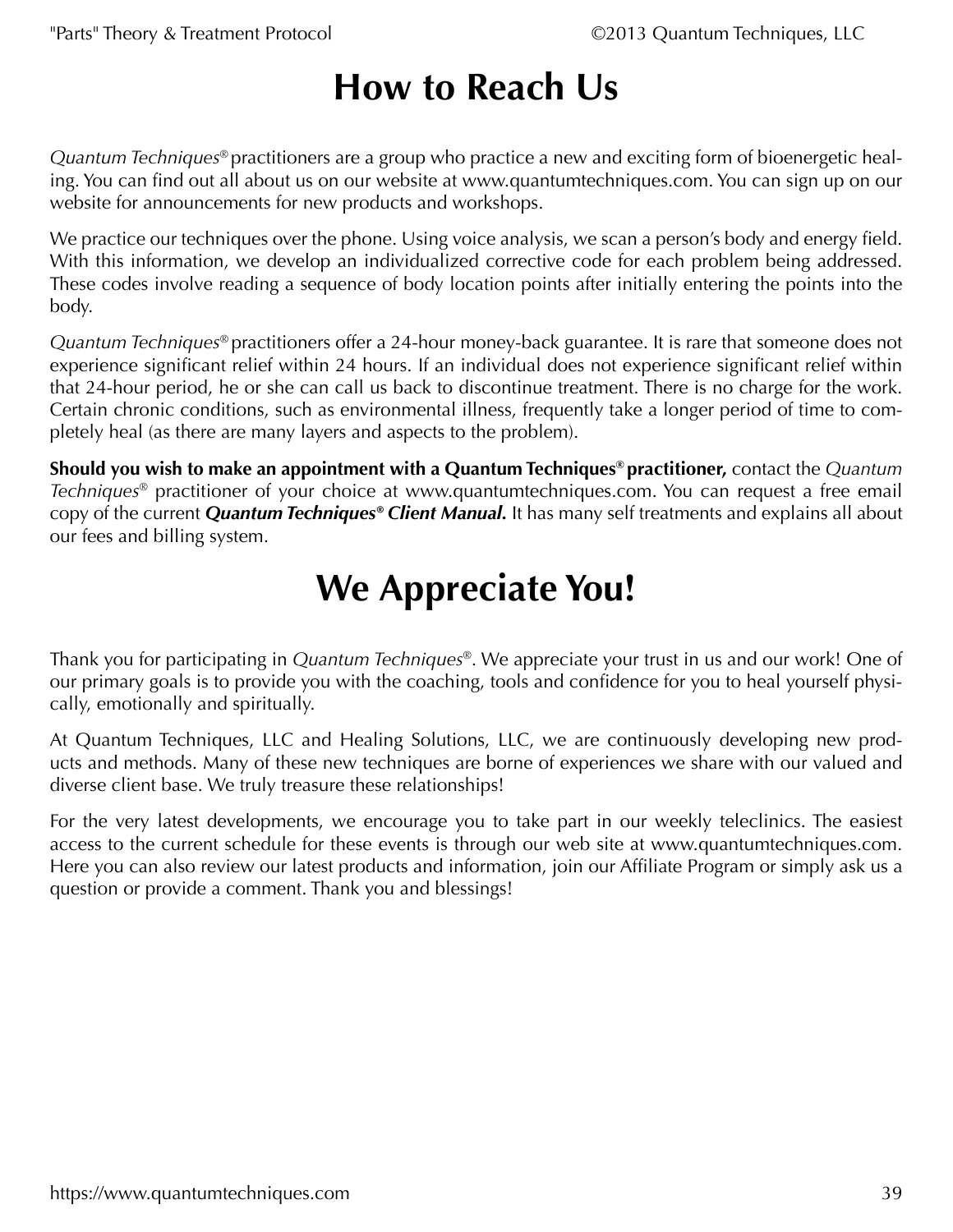# How to Reach Us

*Quantum Techniques®* practitioners are a group who practice a new and exciting form of bioenergetic healing. You can find out all about us on our website at www.quantumtechniques.com. You can sign up on our website for announcements for new products and workshops.

We practice our techniques over the phone. Using voice analysis, we scan a person's body and energy field. With this information, we develop an individualized corrective code for each problem being addressed. These codes involve reading a sequence of body location points after initially entering the points into the body.

*Quantum Techniques®* practitioners offer a 24-hour money-back guarantee. It is rare that someone does not experience significant relief within 24 hours. If an individual does not experience significant relief within that 24-hour period, he or she can call us back to discontinue treatment. There is no charge for the work. Certain chronic conditions, such as environmental illness, frequently take a longer period of time to completely heal (as there are many layers and aspects to the problem).

**Should you wish to make an appointment with a Quantum Techniques® practitioner,** contact the *Quantum Techniques®* practitioner of your choice at www.quantumtechniques.com. You can request a free email copy of the current ***Quantum Techniques® Client Manual.*** It has many self treatments and explains all about our fees and billing system.

# We Appreciate You!

Thank you for participating in *Quantum Techniques®*. We appreciate your trust in us and our work! One of our primary goals is to provide you with the coaching, tools and confidence for you to heal yourself physically, emotionally and spiritually.

At Quantum Techniques, LLC and Healing Solutions, LLC, we are continuously developing new products and methods. Many of these new techniques are borne of experiences we share with our valued and diverse client base. We truly treasure these relationships!

For the very latest developments, we encourage you to take part in our weekly teleclinics. The easiest access to the current schedule for these events is through our web site at www.quantumtechniques.com. Here you can also review our latest products and information, join our Affiliate Program or simply ask us a question or provide a comment. Thank you and blessings!